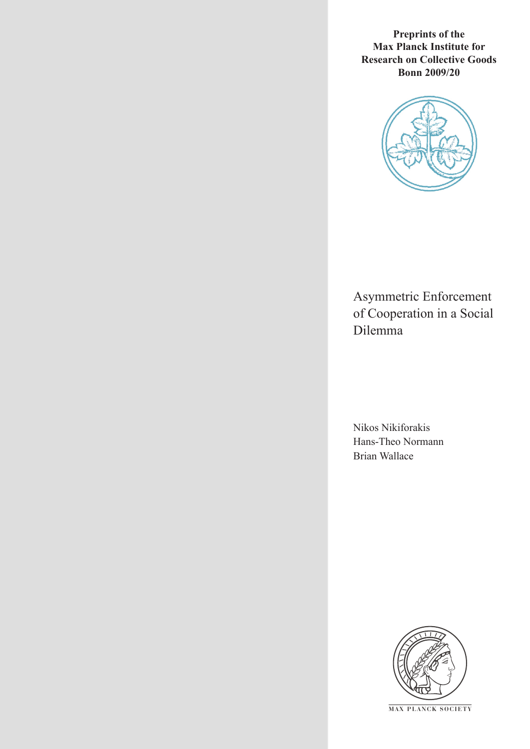**Preprints of the Max Planck Institute for Research on Collective Goods Bonn 2009/20**

# Asymmetric Enforcement of Cooperation in a Social Dilemma

Nikos Nikiforakis
Hans-Theo Normann
Brian Wallace

MAX PLANCK SOCIETY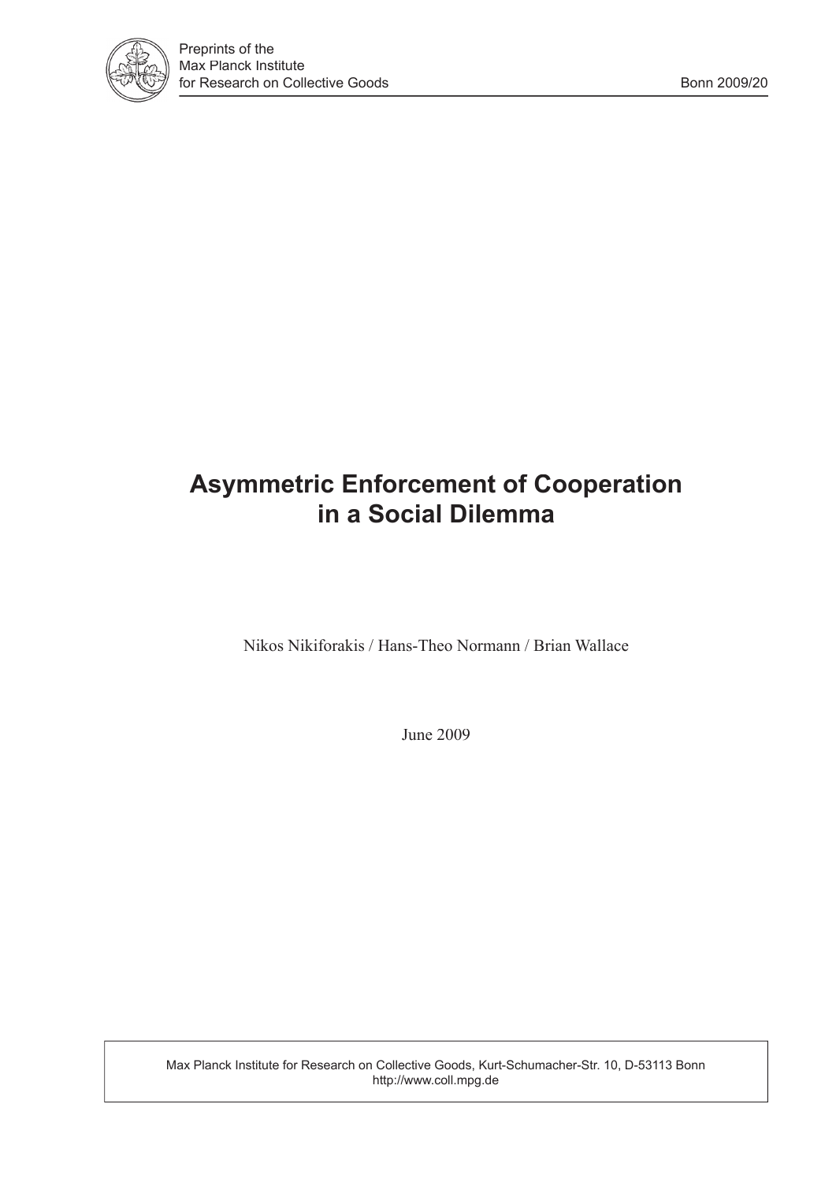# Asymmetric Enforcement of Cooperation in a Social Dilemma

Nikos Nikiforakis / Hans-Theo Normann / Brian Wallace

June 2009

Max Planck Institute for Research on Collective Goods, Kurt-Schumacher-Str. 10, D-53113 Bonn
http://www.coll.mpg.de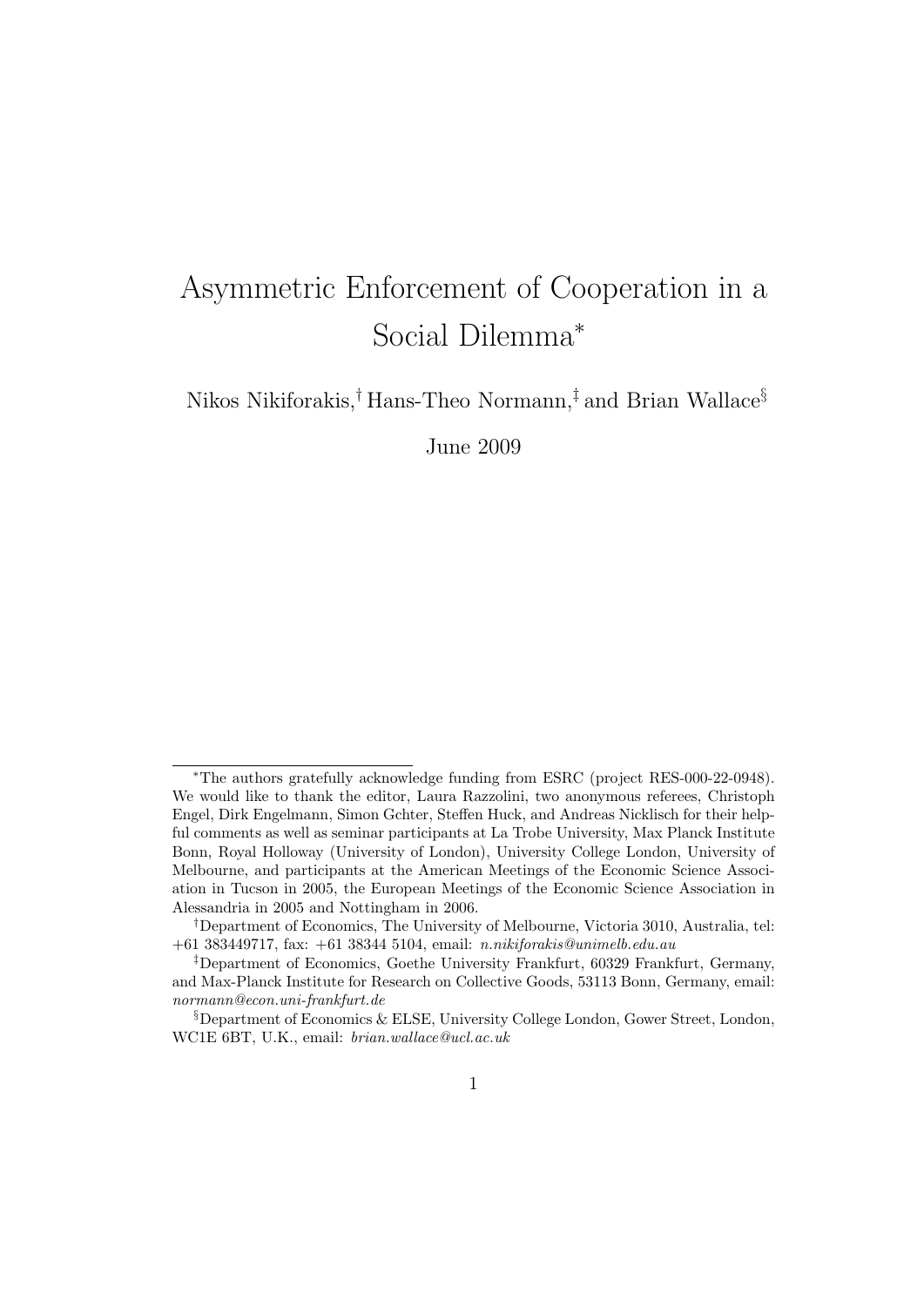# Asymmetric Enforcement of Cooperation in a Social Dilemma*

Nikos Nikiforakis,[†] Hans-Theo Normann,[‡] and Brian Wallace[§]

June 2009

---

*The authors gratefully acknowledge funding from ESRC (project RES-000-22-0948). We would like to thank the editor, Laura Razzolini, two anonymous referees, Christoph Engel, Dirk Engelmann, Simon Gchter, Steffen Huck, and Andreas Nicklisch for their helpful comments as well as seminar participants at La Trobe University, Max Planck Institute Bonn, Royal Holloway (University of London), University College London, University of Melbourne, and participants at the American Meetings of the Economic Science Association in Tucson in 2005, the European Meetings of the Economic Science Association in Alessandria in 2005 and Nottingham in 2006.

[†]Department of Economics, The University of Melbourne, Victoria 3010, Australia, tel: +61 383449717, fax: +61 38344 5104, email: *n.nikiforakis@unimelb.edu.au*

[‡]Department of Economics, Goethe University Frankfurt, 60329 Frankfurt, Germany, and Max-Planck Institute for Research on Collective Goods, 53113 Bonn, Germany, email: *normann@econ.uni-frankfurt.de*

[§]Department of Economics & ELSE, University College London, Gower Street, London, WC1E 6BT, U.K., email: *brian.wallace@ucl.ac.uk*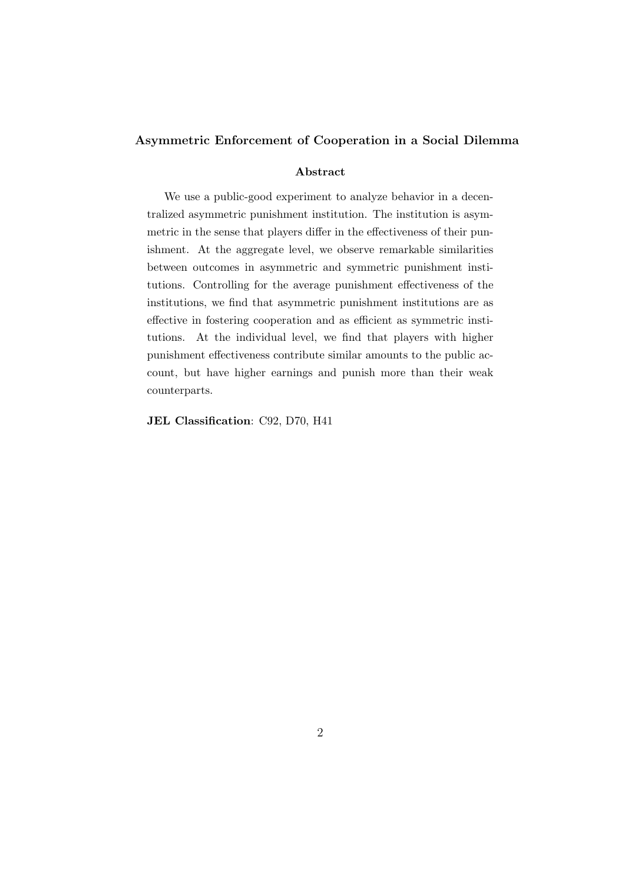## Asymmetric Enforcement of Cooperation in a Social Dilemma

### Abstract

We use a public-good experiment to analyze behavior in a decentralized asymmetric punishment institution. The institution is asymmetric in the sense that players differ in the effectiveness of their punishment. At the aggregate level, we observe remarkable similarities between outcomes in asymmetric and symmetric punishment institutions. Controlling for the average punishment effectiveness of the institutions, we find that asymmetric punishment institutions are as effective in fostering cooperation and as efficient as symmetric institutions. At the individual level, we find that players with higher punishment effectiveness contribute similar amounts to the public account, but have higher earnings and punish more than their weak counterparts.

**JEL Classification**: C92, D70, H41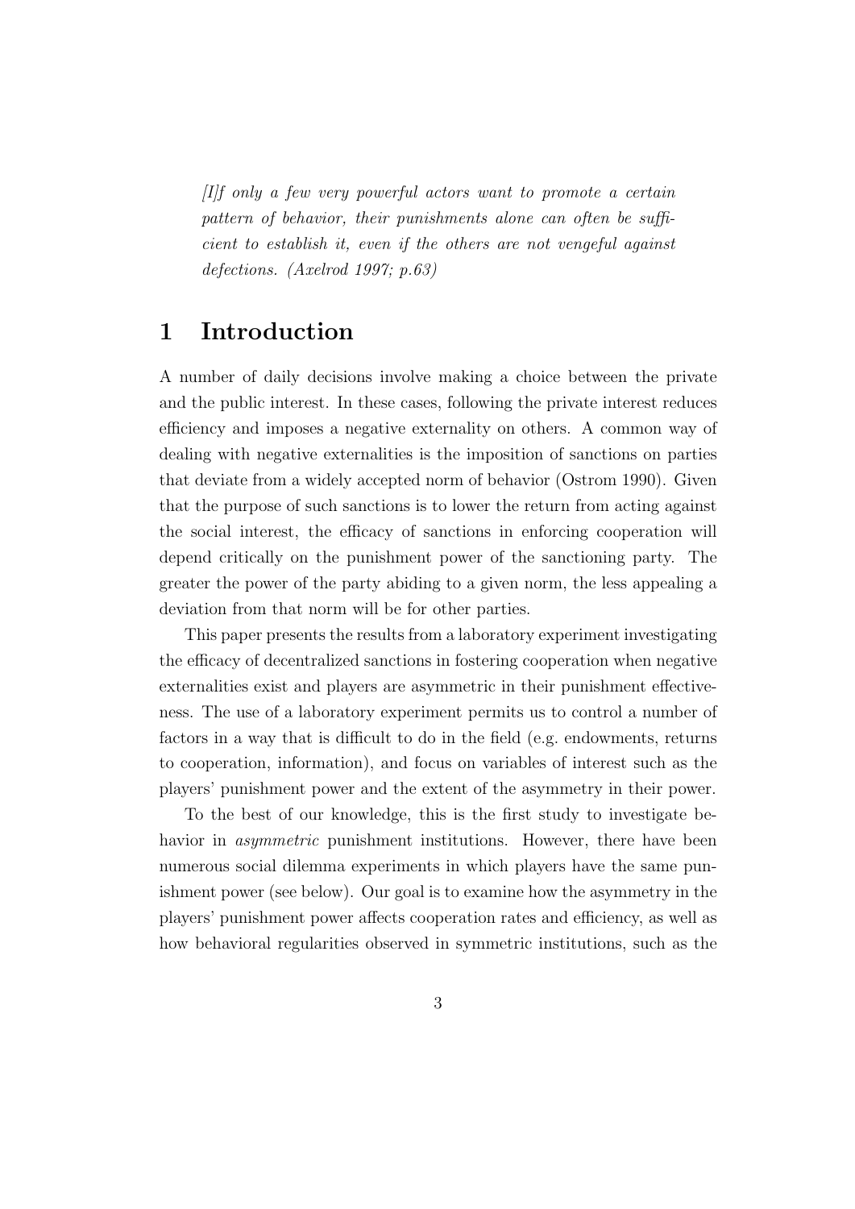*[I]f only a few very powerful actors want to promote a certain pattern of behavior, their punishments alone can often be sufficient to establish it, even if the others are not vengeful against defections. (Axelrod 1997; p.63)*

# 1 Introduction

A number of daily decisions involve making a choice between the private and the public interest. In these cases, following the private interest reduces efficiency and imposes a negative externality on others. A common way of dealing with negative externalities is the imposition of sanctions on parties that deviate from a widely accepted norm of behavior (Ostrom 1990). Given that the purpose of such sanctions is to lower the return from acting against the social interest, the efficacy of sanctions in enforcing cooperation will depend critically on the punishment power of the sanctioning party. The greater the power of the party abiding to a given norm, the less appealing a deviation from that norm will be for other parties.

This paper presents the results from a laboratory experiment investigating the efficacy of decentralized sanctions in fostering cooperation when negative externalities exist and players are asymmetric in their punishment effectiveness. The use of a laboratory experiment permits us to control a number of factors in a way that is difficult to do in the field (e.g. endowments, returns to cooperation, information), and focus on variables of interest such as the players' punishment power and the extent of the asymmetry in their power.

To the best of our knowledge, this is the first study to investigate behavior in *asymmetric* punishment institutions. However, there have been numerous social dilemma experiments in which players have the same punishment power (see below). Our goal is to examine how the asymmetry in the players' punishment power affects cooperation rates and efficiency, as well as how behavioral regularities observed in symmetric institutions, such as the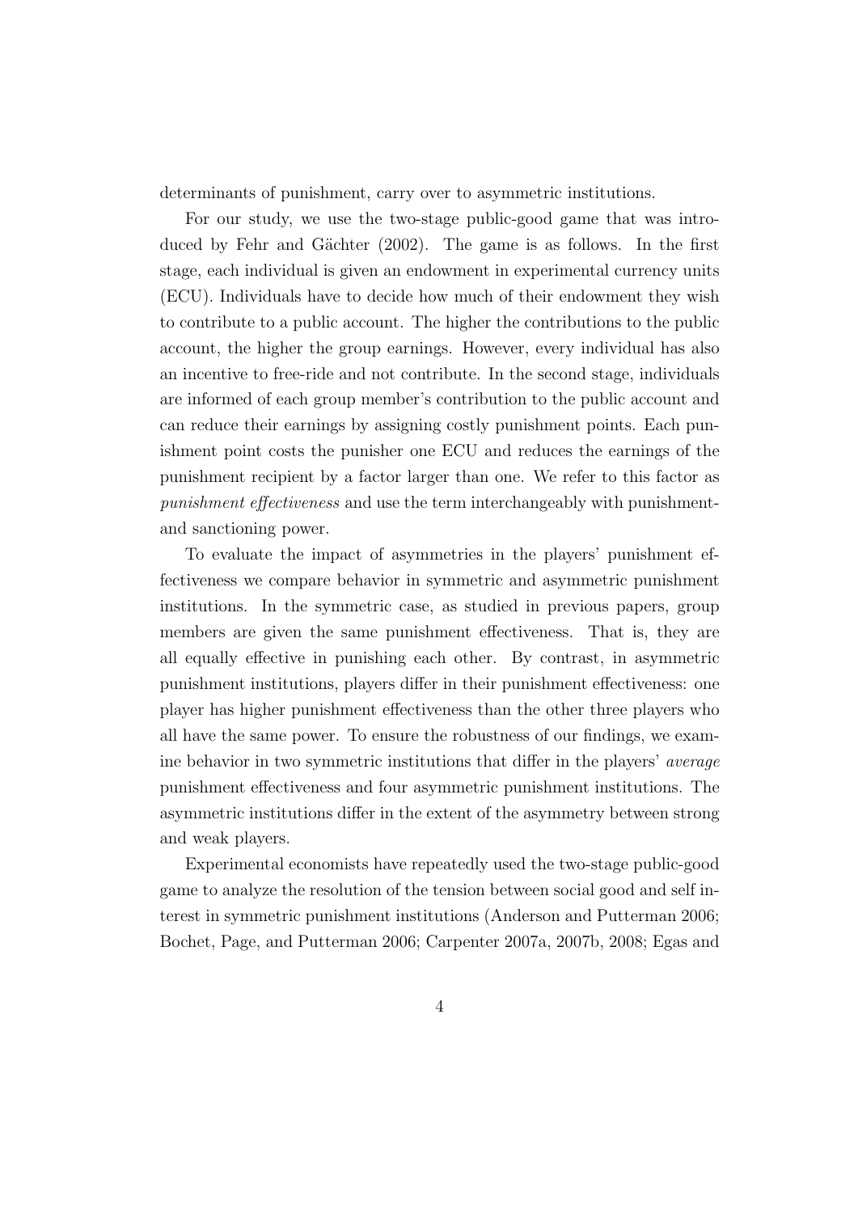determinants of punishment, carry over to asymmetric institutions.

For our study, we use the two-stage public-good game that was introduced by Fehr and Gächter (2002). The game is as follows. In the first stage, each individual is given an endowment in experimental currency units (ECU). Individuals have to decide how much of their endowment they wish to contribute to a public account. The higher the contributions to the public account, the higher the group earnings. However, every individual has also an incentive to free-ride and not contribute. In the second stage, individuals are informed of each group member's contribution to the public account and can reduce their earnings by assigning costly punishment points. Each punishment point costs the punisher one ECU and reduces the earnings of the punishment recipient by a factor larger than one. We refer to this factor as *punishment effectiveness* and use the term interchangeably with punishment- and sanctioning power.

To evaluate the impact of asymmetries in the players' punishment effectiveness we compare behavior in symmetric and asymmetric punishment institutions. In the symmetric case, as studied in previous papers, group members are given the same punishment effectiveness. That is, they are all equally effective in punishing each other. By contrast, in asymmetric punishment institutions, players differ in their punishment effectiveness: one player has higher punishment effectiveness than the other three players who all have the same power. To ensure the robustness of our findings, we examine behavior in two symmetric institutions that differ in the players' *average* punishment effectiveness and four asymmetric punishment institutions. The asymmetric institutions differ in the extent of the asymmetry between strong and weak players.

Experimental economists have repeatedly used the two-stage public-good game to analyze the resolution of the tension between social good and self interest in symmetric punishment institutions (Anderson and Putterman 2006; Bochet, Page, and Putterman 2006; Carpenter 2007a, 2007b, 2008; Egas and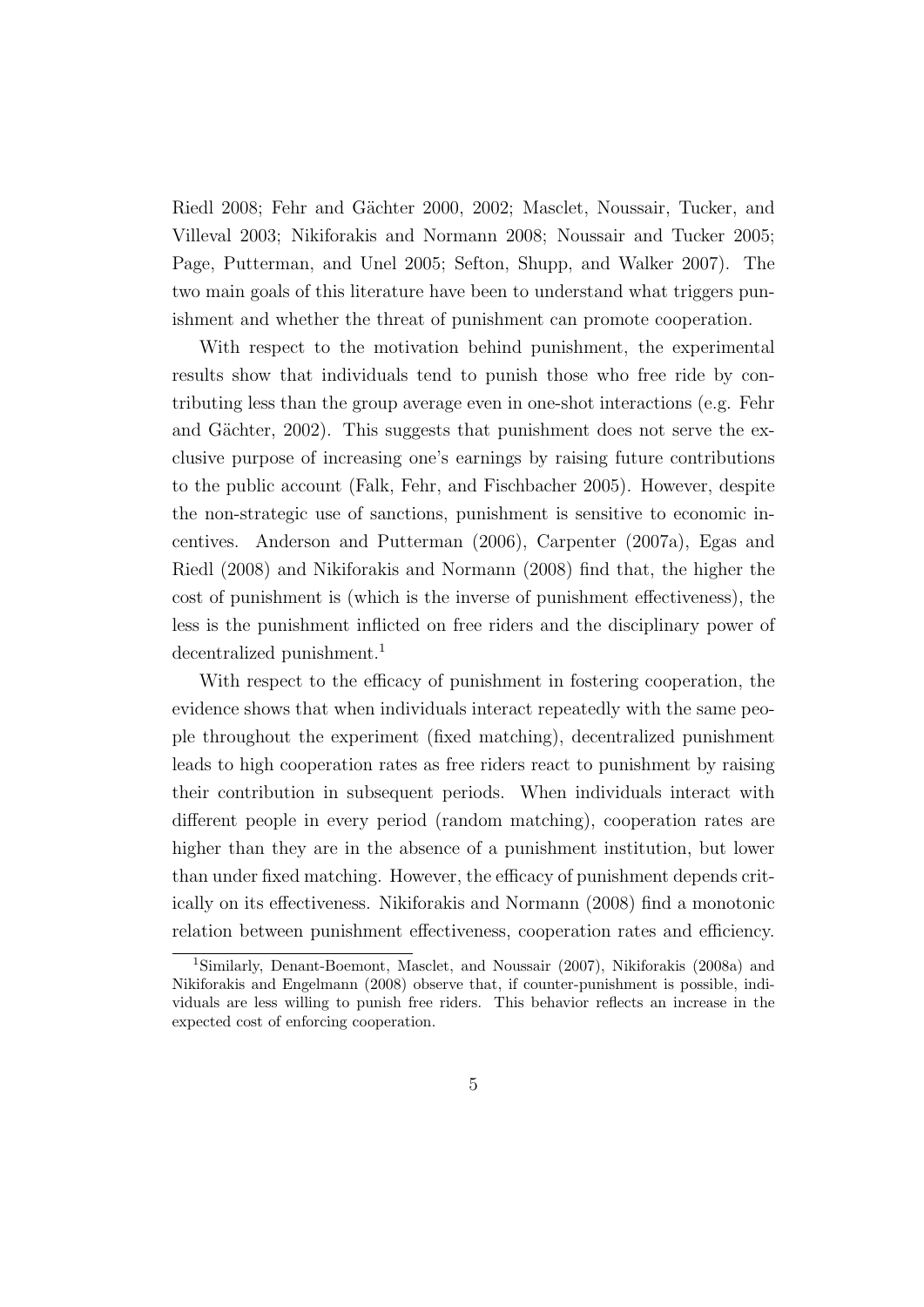Riedl 2008; Fehr and Gächter 2000, 2002; Masclet, Noussair, Tucker, and Villeval 2003; Nikiforakis and Normann 2008; Noussair and Tucker 2005; Page, Putterman, and Unel 2005; Sefton, Shupp, and Walker 2007). The two main goals of this literature have been to understand what triggers punishment and whether the threat of punishment can promote cooperation.

With respect to the motivation behind punishment, the experimental results show that individuals tend to punish those who free ride by contributing less than the group average even in one-shot interactions (e.g. Fehr and Gächter, 2002). This suggests that punishment does not serve the exclusive purpose of increasing one's earnings by raising future contributions to the public account (Falk, Fehr, and Fischbacher 2005). However, despite the non-strategic use of sanctions, punishment is sensitive to economic incentives. Anderson and Putterman (2006), Carpenter (2007a), Egas and Riedl (2008) and Nikiforakis and Normann (2008) find that, the higher the cost of punishment is (which is the inverse of punishment effectiveness), the less is the punishment inflicted on free riders and the disciplinary power of decentralized punishment.[1]

With respect to the efficacy of punishment in fostering cooperation, the evidence shows that when individuals interact repeatedly with the same people throughout the experiment (fixed matching), decentralized punishment leads to high cooperation rates as free riders react to punishment by raising their contribution in subsequent periods. When individuals interact with different people in every period (random matching), cooperation rates are higher than they are in the absence of a punishment institution, but lower than under fixed matching. However, the efficacy of punishment depends critically on its effectiveness. Nikiforakis and Normann (2008) find a monotonic relation between punishment effectiveness, cooperation rates and efficiency.

[1] Similarly, Denant-Boemont, Masclet, and Noussair (2007), Nikiforakis (2008a) and Nikiforakis and Engelmann (2008) observe that, if counter-punishment is possible, individuals are less willing to punish free riders. This behavior reflects an increase in the expected cost of enforcing cooperation.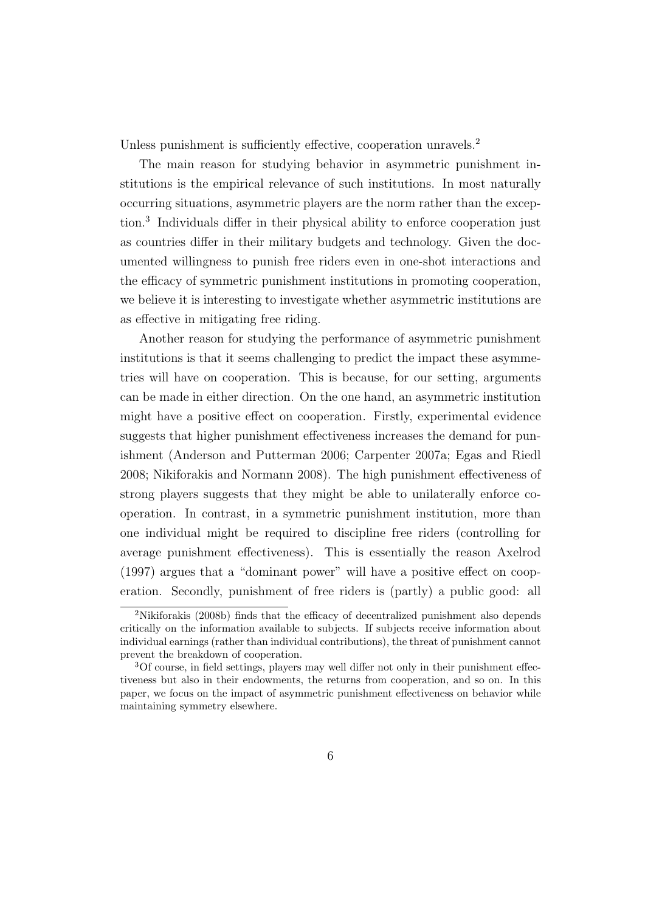Unless punishment is sufficiently effective, cooperation unravels.[2]

The main reason for studying behavior in asymmetric punishment institutions is the empirical relevance of such institutions. In most naturally occurring situations, asymmetric players are the norm rather than the exception.[3] Individuals differ in their physical ability to enforce cooperation just as countries differ in their military budgets and technology. Given the documented willingness to punish free riders even in one-shot interactions and the efficacy of symmetric punishment institutions in promoting cooperation, we believe it is interesting to investigate whether asymmetric institutions are as effective in mitigating free riding.

Another reason for studying the performance of asymmetric punishment institutions is that it seems challenging to predict the impact these asymmetries will have on cooperation. This is because, for our setting, arguments can be made in either direction. On the one hand, an asymmetric institution might have a positive effect on cooperation. Firstly, experimental evidence suggests that higher punishment effectiveness increases the demand for punishment (Anderson and Putterman 2006; Carpenter 2007a; Egas and Riedl 2008; Nikiforakis and Normann 2008). The high punishment effectiveness of strong players suggests that they might be able to unilaterally enforce cooperation. In contrast, in a symmetric punishment institution, more than one individual might be required to discipline free riders (controlling for average punishment effectiveness). This is essentially the reason Axelrod (1997) argues that a "dominant power" will have a positive effect on cooperation. Secondly, punishment of free riders is (partly) a public good: all

[2]Nikiforakis (2008b) finds that the efficacy of decentralized punishment also depends critically on the information available to subjects. If subjects receive information about individual earnings (rather than individual contributions), the threat of punishment cannot prevent the breakdown of cooperation.

[3]Of course, in field settings, players may well differ not only in their punishment effectiveness but also in their endowments, the returns from cooperation, and so on. In this paper, we focus on the impact of asymmetric punishment effectiveness on behavior while maintaining symmetry elsewhere.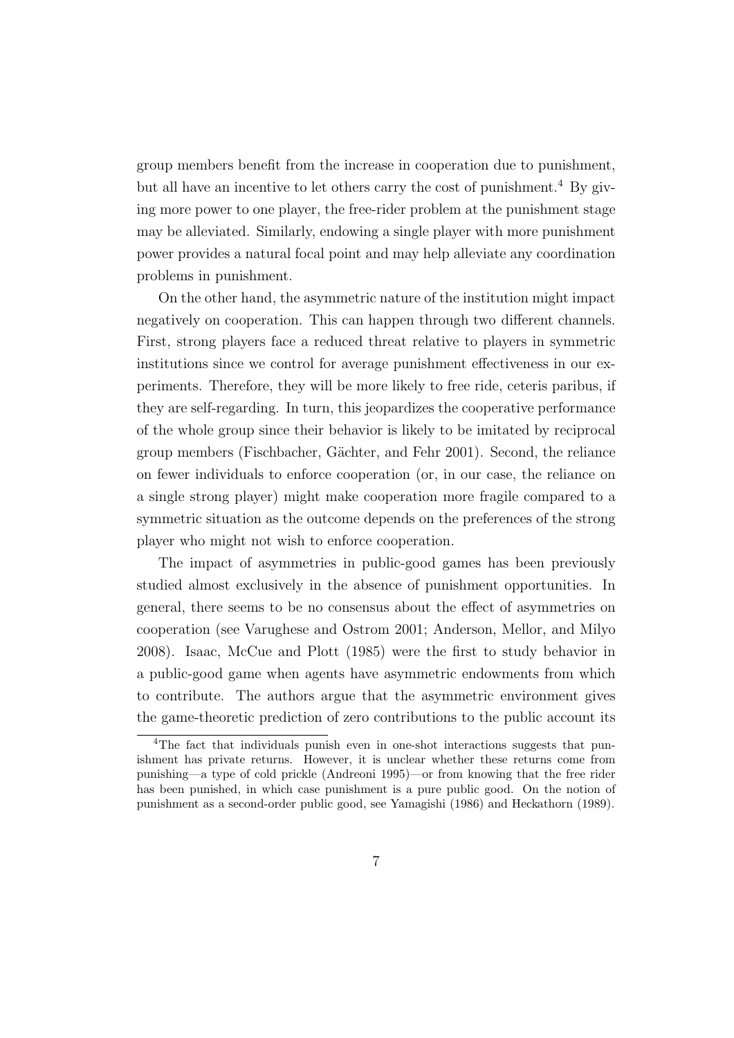group members benefit from the increase in cooperation due to punishment, but all have an incentive to let others carry the cost of punishment.[4] By giving more power to one player, the free-rider problem at the punishment stage may be alleviated. Similarly, endowing a single player with more punishment power provides a natural focal point and may help alleviate any coordination problems in punishment.

On the other hand, the asymmetric nature of the institution might impact negatively on cooperation. This can happen through two different channels. First, strong players face a reduced threat relative to players in symmetric institutions since we control for average punishment effectiveness in our experiments. Therefore, they will be more likely to free ride, ceteris paribus, if they are self-regarding. In turn, this jeopardizes the cooperative performance of the whole group since their behavior is likely to be imitated by reciprocal group members (Fischbacher, Gächter, and Fehr 2001). Second, the reliance on fewer individuals to enforce cooperation (or, in our case, the reliance on a single strong player) might make cooperation more fragile compared to a symmetric situation as the outcome depends on the preferences of the strong player who might not wish to enforce cooperation.

The impact of asymmetries in public-good games has been previously studied almost exclusively in the absence of punishment opportunities. In general, there seems to be no consensus about the effect of asymmetries on cooperation (see Varughese and Ostrom 2001; Anderson, Mellor, and Milyo 2008). Isaac, McCue and Plott (1985) were the first to study behavior in a public-good game when agents have asymmetric endowments from which to contribute. The authors argue that the asymmetric environment gives the game-theoretic prediction of zero contributions to the public account its

[4] The fact that individuals punish even in one-shot interactions suggests that punishment has private returns. However, it is unclear whether these returns come from punishing—a type of cold prickle (Andreoni 1995)—or from knowing that the free rider has been punished, in which case punishment is a pure public good. On the notion of punishment as a second-order public good, see Yamagishi (1986) and Heckathorn (1989).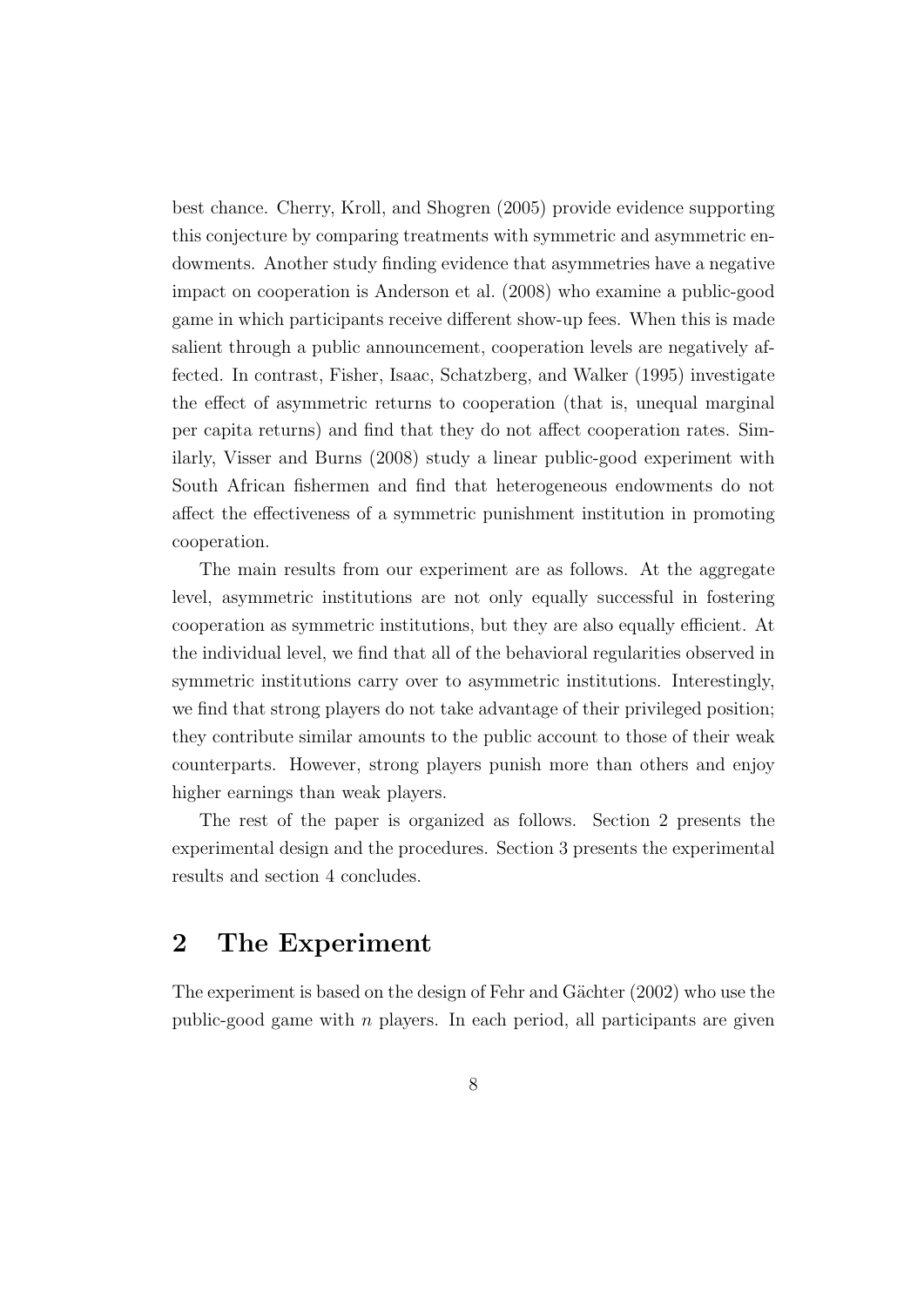best chance. Cherry, Kroll, and Shogren (2005) provide evidence supporting this conjecture by comparing treatments with symmetric and asymmetric endowments. Another study finding evidence that asymmetries have a negative impact on cooperation is Anderson et al. (2008) who examine a public-good game in which participants receive different show-up fees. When this is made salient through a public announcement, cooperation levels are negatively affected. In contrast, Fisher, Isaac, Schatzberg, and Walker (1995) investigate the effect of asymmetric returns to cooperation (that is, unequal marginal per capita returns) and find that they do not affect cooperation rates. Similarly, Visser and Burns (2008) study a linear public-good experiment with South African fishermen and find that heterogeneous endowments do not affect the effectiveness of a symmetric punishment institution in promoting cooperation.

The main results from our experiment are as follows. At the aggregate level, asymmetric institutions are not only equally successful in fostering cooperation as symmetric institutions, but they are also equally efficient. At the individual level, we find that all of the behavioral regularities observed in symmetric institutions carry over to asymmetric institutions. Interestingly, we find that strong players do not take advantage of their privileged position; they contribute similar amounts to the public account to those of their weak counterparts. However, strong players punish more than others and enjoy higher earnings than weak players.

The rest of the paper is organized as follows. Section 2 presents the experimental design and the procedures. Section 3 presents the experimental results and section 4 concludes.

## 2 The Experiment

The experiment is based on the design of Fehr and Gächter (2002) who use the public-good game with $n$ players. In each period, all participants are given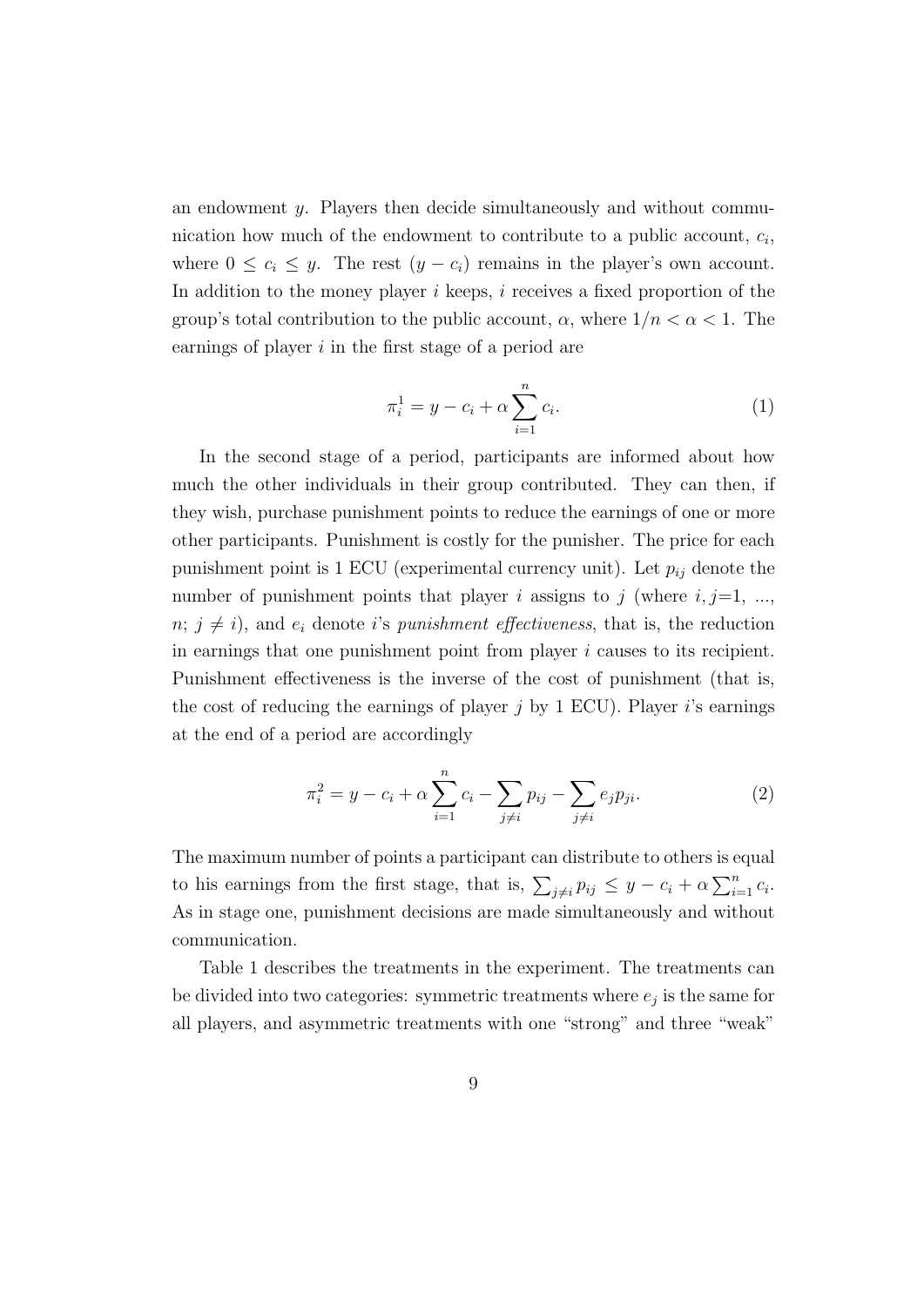an endowment $y$. Players then decide simultaneously and without communication how much of the endowment to contribute to a public account, $c_i$, where $0 \leq c_i \leq y$. The rest $(y - c_i)$ remains in the player's own account. In addition to the money player $i$ keeps, $i$ receives a fixed proportion of the group's total contribution to the public account, $\alpha$, where $1/n < \alpha < 1$. The earnings of player $i$ in the first stage of a period are

$$\pi_i^1 = y - c_i + \alpha \sum_{i=1}^{n} c_i. \tag{1}$$

In the second stage of a period, participants are informed about how much the other individuals in their group contributed. They can then, if they wish, purchase punishment points to reduce the earnings of one or more other participants. Punishment is costly for the punisher. The price for each punishment point is 1 ECU (experimental currency unit). Let $p_{ij}$ denote the number of punishment points that player $i$ assigns to $j$ (where $i, j$=1, ..., $n$; $j \neq i$), and $e_i$ denote $i$'s *punishment effectiveness*, that is, the reduction in earnings that one punishment point from player $i$ causes to its recipient. Punishment effectiveness is the inverse of the cost of punishment (that is, the cost of reducing the earnings of player $j$ by 1 ECU). Player $i$'s earnings at the end of a period are accordingly

$$\pi_i^2 = y - c_i + \alpha \sum_{i=1}^{n} c_i - \sum_{j \neq i} p_{ij} - \sum_{j \neq i} e_j p_{ji}. \tag{2}$$

The maximum number of points a participant can distribute to others is equal to his earnings from the first stage, that is, $\sum_{j \neq i} p_{ij} \leq y - c_i + \alpha \sum_{i=1}^{n} c_i$. As in stage one, punishment decisions are made simultaneously and without communication.

Table 1 describes the treatments in the experiment. The treatments can be divided into two categories: symmetric treatments where $e_j$ is the same for all players, and asymmetric treatments with one "strong" and three "weak"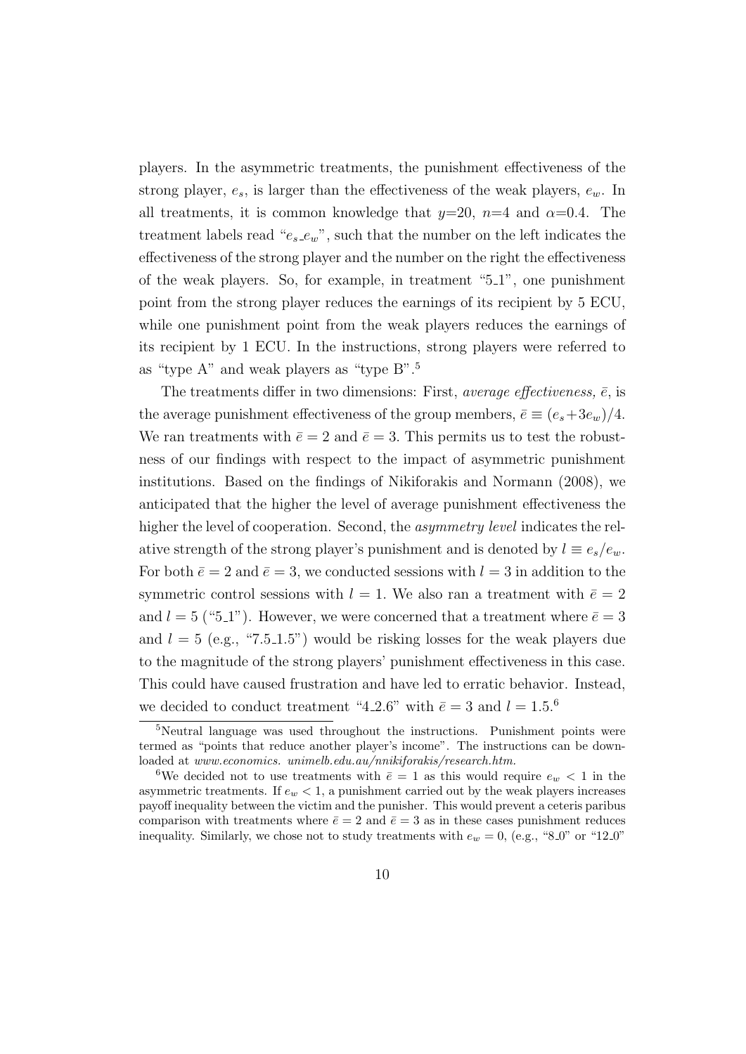players. In the asymmetric treatments, the punishment effectiveness of the strong player, $e_s$, is larger than the effectiveness of the weak players, $e_w$. In all treatments, it is common knowledge that $y$=20, $n$=4 and $\alpha$=0.4. The treatment labels read "$e_s$_$e_w$", such that the number on the left indicates the effectiveness of the strong player and the number on the right the effectiveness of the weak players. So, for example, in treatment "5_1", one punishment point from the strong player reduces the earnings of its recipient by 5 ECU, while one punishment point from the weak players reduces the earnings of its recipient by 1 ECU. In the instructions, strong players were referred to as "type A" and weak players as "type B".[5]

The treatments differ in two dimensions: First, *average effectiveness,* $\bar{e}$, is the average punishment effectiveness of the group members, $\bar{e} \equiv (e_s + 3e_w)/4$. We ran treatments with $\bar{e} = 2$ and $\bar{e} = 3$. This permits us to test the robustness of our findings with respect to the impact of asymmetric punishment institutions. Based on the findings of Nikiforakis and Normann (2008), we anticipated that the higher the level of average punishment effectiveness the higher the level of cooperation. Second, the *asymmetry level* indicates the relative strength of the strong player's punishment and is denoted by $l \equiv e_s/e_w$. For both $\bar{e} = 2$ and $\bar{e} = 3$, we conducted sessions with $l = 3$ in addition to the symmetric control sessions with $l = 1$. We also ran a treatment with $\bar{e} = 2$ and $l = 5$ ("5_1"). However, we were concerned that a treatment where $\bar{e} = 3$ and $l = 5$ (e.g., "7.5_1.5") would be risking losses for the weak players due to the magnitude of the strong players' punishment effectiveness in this case. This could have caused frustration and have led to erratic behavior. Instead, we decided to conduct treatment "4_2.6" with $\bar{e} = 3$ and $l = 1.5$.[6]

[5] Neutral language was used throughout the instructions. Punishment points were termed as "points that reduce another player's income". The instructions can be downloaded at *www.economics. unimelb.edu.au/nnikiforakis/research.htm.*

[6] We decided not to use treatments with $\bar{e} = 1$ as this would require $e_w < 1$ in the asymmetric treatments. If $e_w < 1$, a punishment carried out by the weak players increases payoff inequality between the victim and the punisher. This would prevent a ceteris paribus comparison with treatments where $\bar{e} = 2$ and $\bar{e} = 3$ as in these cases punishment reduces inequality. Similarly, we chose not to study treatments with $e_w = 0$, (e.g., "8_0" or "12_0"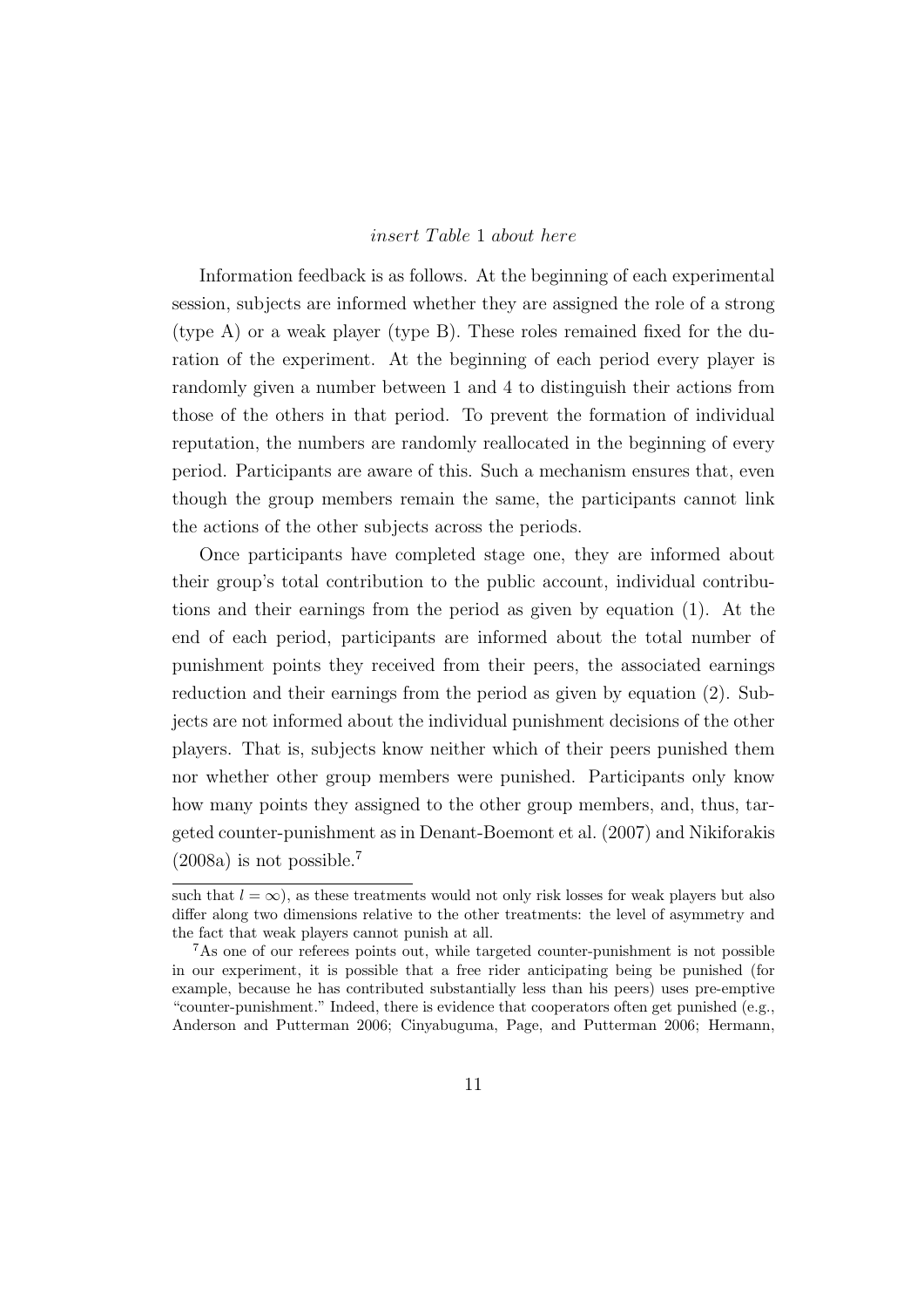*insert Table 1 about here*

Information feedback is as follows. At the beginning of each experimental session, subjects are informed whether they are assigned the role of a strong (type A) or a weak player (type B). These roles remained fixed for the duration of the experiment. At the beginning of each period every player is randomly given a number between 1 and 4 to distinguish their actions from those of the others in that period. To prevent the formation of individual reputation, the numbers are randomly reallocated in the beginning of every period. Participants are aware of this. Such a mechanism ensures that, even though the group members remain the same, the participants cannot link the actions of the other subjects across the periods.

Once participants have completed stage one, they are informed about their group's total contribution to the public account, individual contributions and their earnings from the period as given by equation (1). At the end of each period, participants are informed about the total number of punishment points they received from their peers, the associated earnings reduction and their earnings from the period as given by equation (2). Subjects are not informed about the individual punishment decisions of the other players. That is, subjects know neither which of their peers punished them nor whether other group members were punished. Participants only know how many points they assigned to the other group members, and, thus, targeted counter-punishment as in Denant-Boemont et al. (2007) and Nikiforakis (2008a) is not possible.[7]

---

such that $l = \infty$), as these treatments would not only risk losses for weak players but also differ along two dimensions relative to the other treatments: the level of asymmetry and the fact that weak players cannot punish at all.

[7]As one of our referees points out, while targeted counter-punishment is not possible in our experiment, it is possible that a free rider anticipating being be punished (for example, because he has contributed substantially less than his peers) uses pre-emptive "counter-punishment." Indeed, there is evidence that cooperators often get punished (e.g., Anderson and Putterman 2006; Cinyabuguma, Page, and Putterman 2006; Hermann,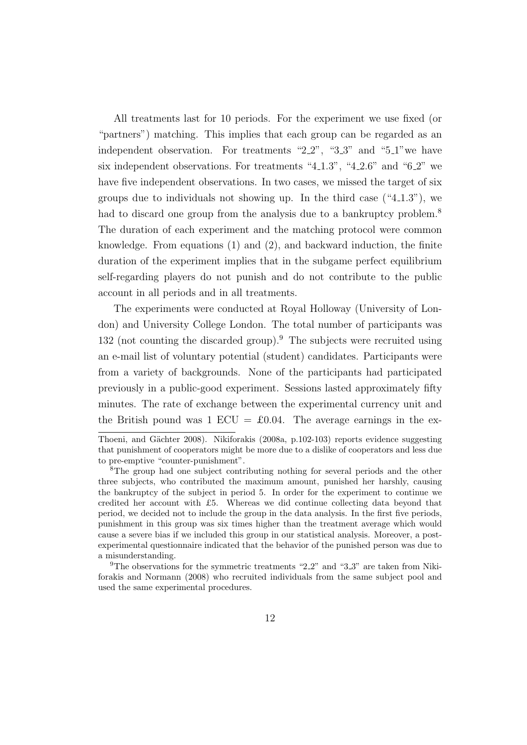All treatments last for 10 periods. For the experiment we use fixed (or "partners") matching. This implies that each group can be regarded as an independent observation. For treatments "2_2", "3_3" and "5_1"we have six independent observations. For treatments "4_1.3", "4_2.6" and "6_2" we have five independent observations. In two cases, we missed the target of six groups due to individuals not showing up. In the third case ("4_1.3"), we had to discard one group from the analysis due to a bankruptcy problem.[8] The duration of each experiment and the matching protocol were common knowledge. From equations (1) and (2), and backward induction, the finite duration of the experiment implies that in the subgame perfect equilibrium self-regarding players do not punish and do not contribute to the public account in all periods and in all treatments.

The experiments were conducted at Royal Holloway (University of London) and University College London. The total number of participants was 132 (not counting the discarded group).[9] The subjects were recruited using an e-mail list of voluntary potential (student) candidates. Participants were from a variety of backgrounds. None of the participants had participated previously in a public-good experiment. Sessions lasted approximately fifty minutes. The rate of exchange between the experimental currency unit and the British pound was 1 ECU = £0.04. The average earnings in the ex-

Thoeni, and Gächter 2008). Nikiforakis (2008a, p.102-103) reports evidence suggesting that punishment of cooperators might be more due to a dislike of cooperators and less due to pre-emptive "counter-punishment".

[8] The group had one subject contributing nothing for several periods and the other three subjects, who contributed the maximum amount, punished her harshly, causing the bankruptcy of the subject in period 5. In order for the experiment to continue we credited her account with £5. Whereas we did continue collecting data beyond that period, we decided not to include the group in the data analysis. In the first five periods, punishment in this group was six times higher than the treatment average which would cause a severe bias if we included this group in our statistical analysis. Moreover, a post-experimental questionnaire indicated that the behavior of the punished person was due to a misunderstanding.

[9] The observations for the symmetric treatments "2_2" and "3_3" are taken from Nikiforakis and Normann (2008) who recruited individuals from the same subject pool and used the same experimental procedures.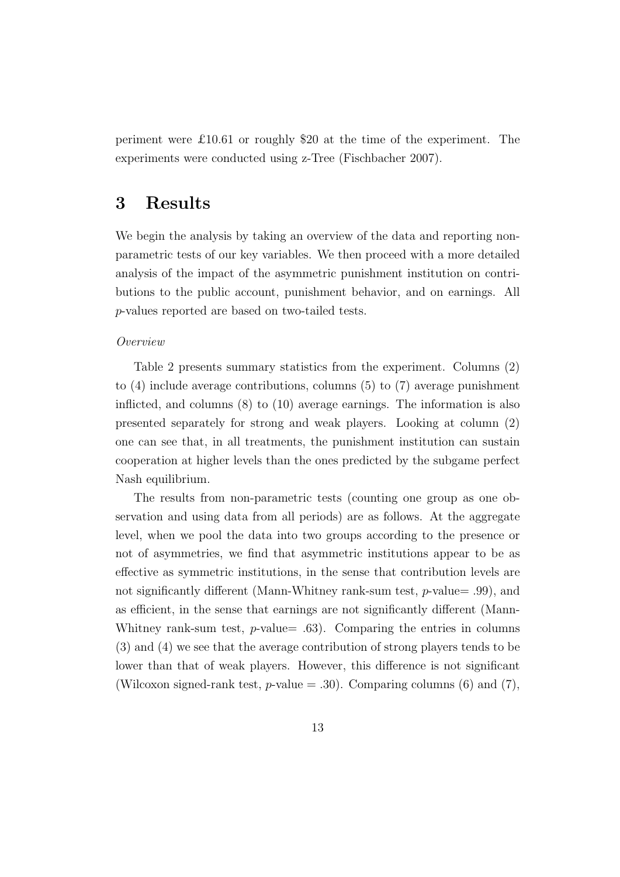periment were £10.61 or roughly $20 at the time of the experiment. The experiments were conducted using z-Tree (Fischbacher 2007).

# 3 Results

We begin the analysis by taking an overview of the data and reporting non-parametric tests of our key variables. We then proceed with a more detailed analysis of the impact of the asymmetric punishment institution on contributions to the public account, punishment behavior, and on earnings. All $p$-values reported are based on two-tailed tests.

*Overview*

Table 2 presents summary statistics from the experiment. Columns (2) to (4) include average contributions, columns (5) to (7) average punishment inflicted, and columns (8) to (10) average earnings. The information is also presented separately for strong and weak players. Looking at column (2) one can see that, in all treatments, the punishment institution can sustain cooperation at higher levels than the ones predicted by the subgame perfect Nash equilibrium.

The results from non-parametric tests (counting one group as one observation and using data from all periods) are as follows. At the aggregate level, when we pool the data into two groups according to the presence or not of asymmetries, we find that asymmetric institutions appear to be as effective as symmetric institutions, in the sense that contribution levels are not significantly different (Mann-Whitney rank-sum test, $p$-value= .99), and as efficient, in the sense that earnings are not significantly different (Mann-Whitney rank-sum test, $p$-value= .63). Comparing the entries in columns (3) and (4) we see that the average contribution of strong players tends to be lower than that of weak players. However, this difference is not significant (Wilcoxon signed-rank test, $p$-value = .30). Comparing columns (6) and (7),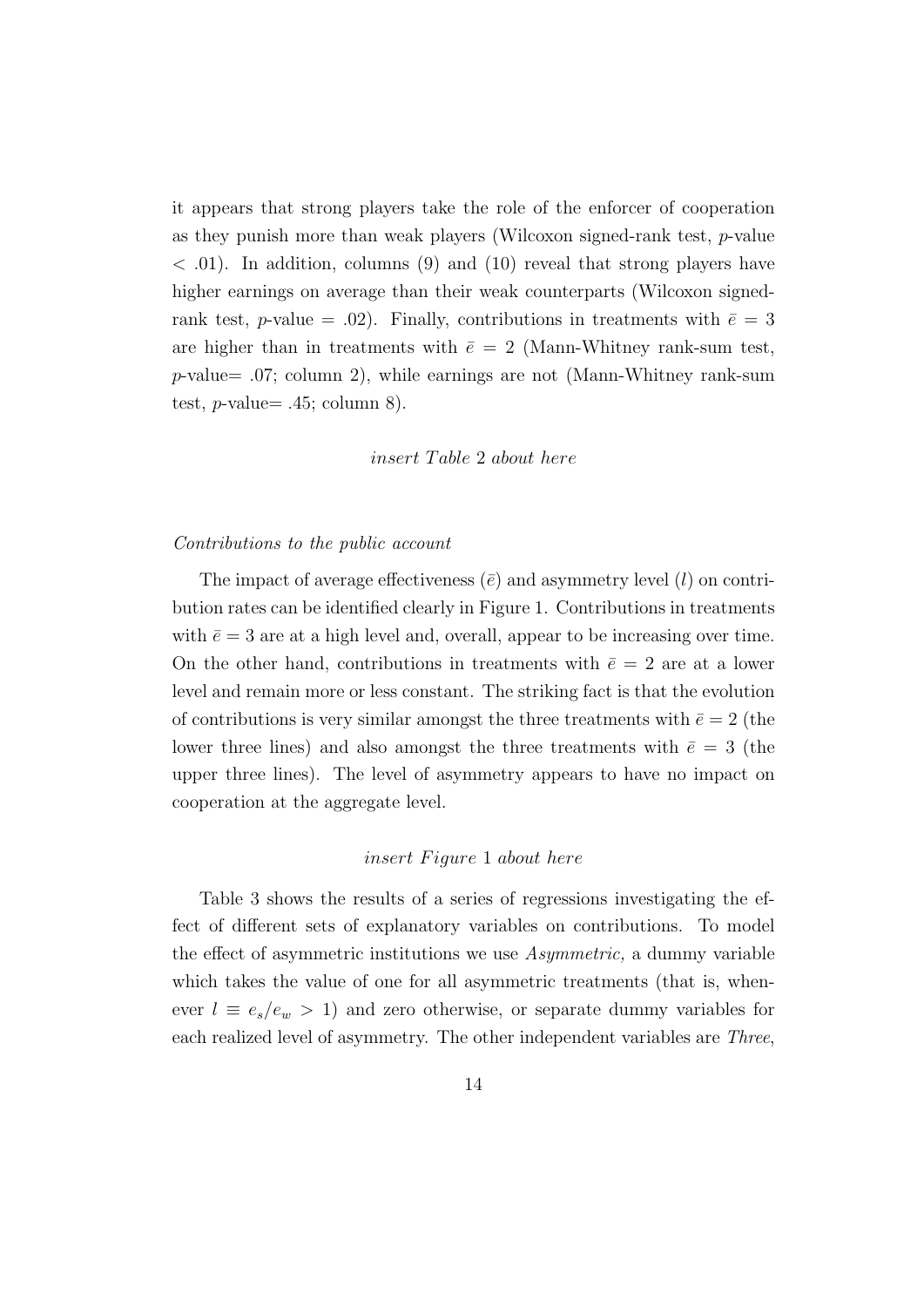it appears that strong players take the role of the enforcer of cooperation as they punish more than weak players (Wilcoxon signed-rank test, $p$-value $< .01$). In addition, columns (9) and (10) reveal that strong players have higher earnings on average than their weak counterparts (Wilcoxon signed-rank test, $p$-value $= .02$). Finally, contributions in treatments with $\bar{e} = 3$ are higher than in treatments with $\bar{e} = 2$ (Mann-Whitney rank-sum test, $p$-value$= .07$; column 2), while earnings are not (Mann-Whitney rank-sum test, $p$-value$= .45$; column 8).

*insert Table 2 about here*

*Contributions to the public account*

The impact of average effectiveness ($\bar{e}$) and asymmetry level ($l$) on contribution rates can be identified clearly in Figure 1. Contributions in treatments with $\bar{e} = 3$ are at a high level and, overall, appear to be increasing over time. On the other hand, contributions in treatments with $\bar{e} = 2$ are at a lower level and remain more or less constant. The striking fact is that the evolution of contributions is very similar amongst the three treatments with $\bar{e} = 2$ (the lower three lines) and also amongst the three treatments with $\bar{e} = 3$ (the upper three lines). The level of asymmetry appears to have no impact on cooperation at the aggregate level.

*insert Figure 1 about here*

Table 3 shows the results of a series of regressions investigating the effect of different sets of explanatory variables on contributions. To model the effect of asymmetric institutions we use *Asymmetric,* a dummy variable which takes the value of one for all asymmetric treatments (that is, whenever $l \equiv e_s/e_w > 1$) and zero otherwise, or separate dummy variables for each realized level of asymmetry. The other independent variables are *Three*,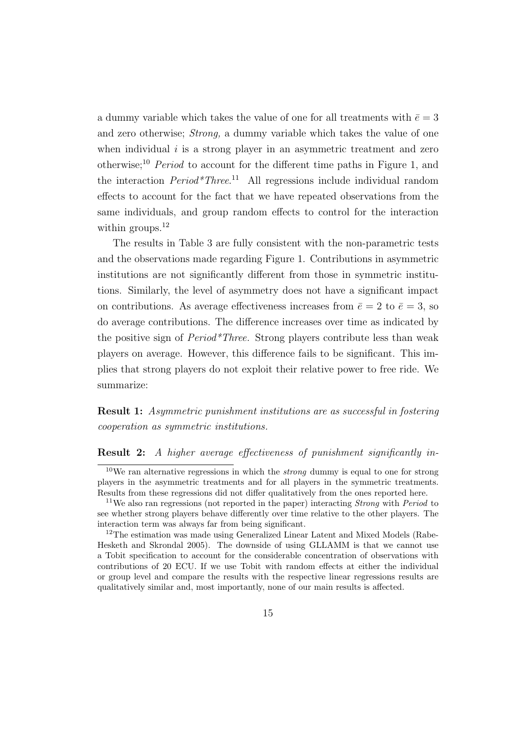a dummy variable which takes the value of one for all treatments with $\bar{e} = 3$ and zero otherwise; *Strong,* a dummy variable which takes the value of one when individual $i$ is a strong player in an asymmetric treatment and zero otherwise;[10] *Period* to account for the different time paths in Figure 1, and the interaction *Period*Three*.[11] All regressions include individual random effects to account for the fact that we have repeated observations from the same individuals, and group random effects to control for the interaction within groups.[12]

The results in Table 3 are fully consistent with the non-parametric tests and the observations made regarding Figure 1. Contributions in asymmetric institutions are not significantly different from those in symmetric institutions. Similarly, the level of asymmetry does not have a significant impact on contributions. As average effectiveness increases from $\bar{e} = 2$ to $\bar{e} = 3$, so do average contributions. The difference increases over time as indicated by the positive sign of *Period*Three.* Strong players contribute less than weak players on average. However, this difference fails to be significant. This implies that strong players do not exploit their relative power to free ride. We summarize:

**Result 1:** *Asymmetric punishment institutions are as successful in fostering cooperation as symmetric institutions.*

**Result 2:** *A higher average effectiveness of punishment significantly in-*

---

[10] We ran alternative regressions in which the *strong* dummy is equal to one for strong players in the asymmetric treatments and for all players in the symmetric treatments. Results from these regressions did not differ qualitatively from the ones reported here.

[11] We also ran regressions (not reported in the paper) interacting *Strong* with *Period* to see whether strong players behave differently over time relative to the other players. The interaction term was always far from being significant.

[12] The estimation was made using Generalized Linear Latent and Mixed Models (Rabe-Hesketh and Skrondal 2005). The downside of using GLLAMM is that we cannot use a Tobit specification to account for the considerable concentration of observations with contributions of 20 ECU. If we use Tobit with random effects at either the individual or group level and compare the results with the respective linear regressions results are qualitatively similar and, most importantly, none of our main results is affected.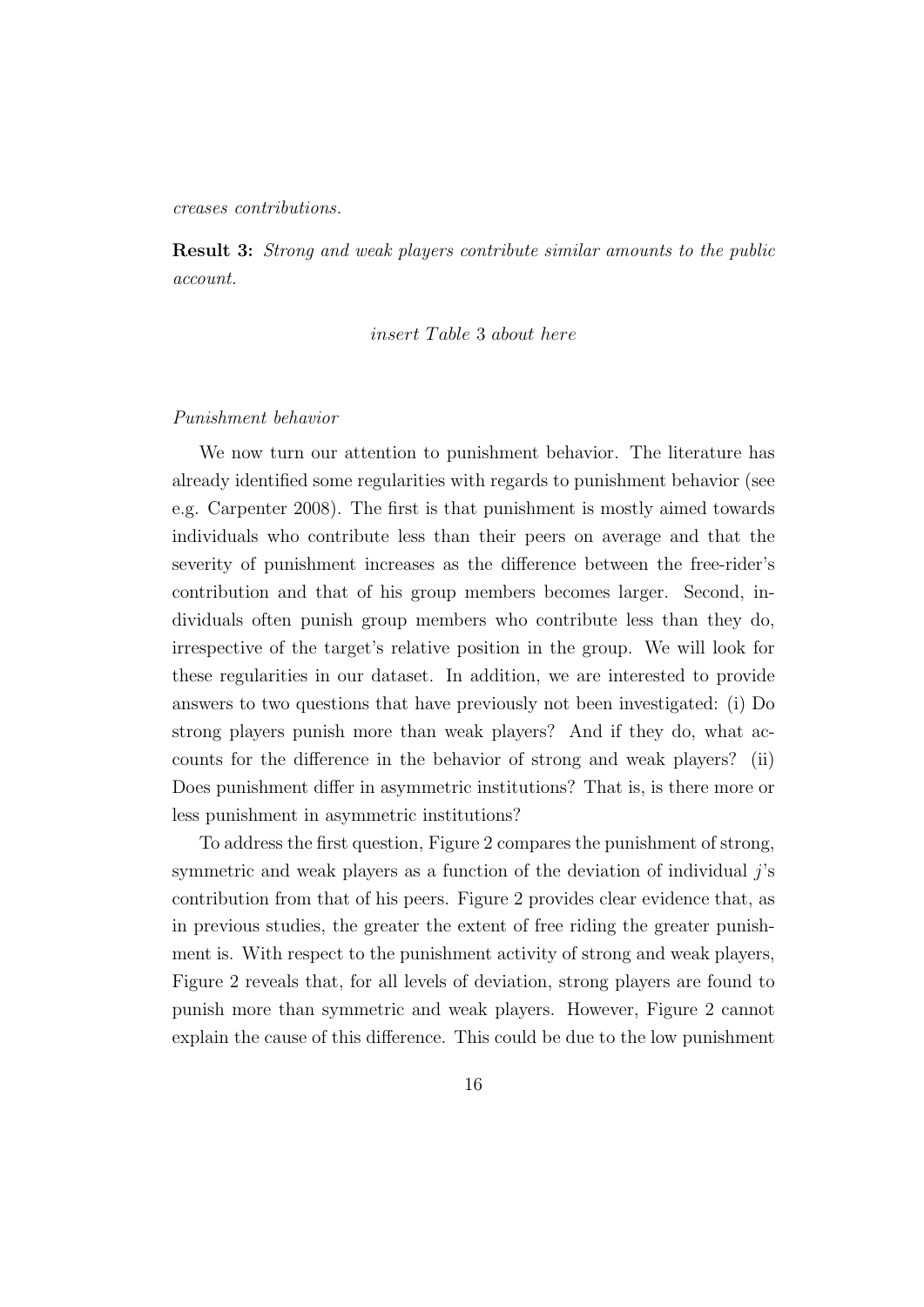*creases contributions.*

**Result 3:** *Strong and weak players contribute similar amounts to the public account.*

*insert Table 3 about here*

*Punishment behavior*

We now turn our attention to punishment behavior. The literature has already identified some regularities with regards to punishment behavior (see e.g. Carpenter 2008). The first is that punishment is mostly aimed towards individuals who contribute less than their peers on average and that the severity of punishment increases as the difference between the free-rider's contribution and that of his group members becomes larger. Second, individuals often punish group members who contribute less than they do, irrespective of the target's relative position in the group. We will look for these regularities in our dataset. In addition, we are interested to provide answers to two questions that have previously not been investigated: (i) Do strong players punish more than weak players? And if they do, what accounts for the difference in the behavior of strong and weak players? (ii) Does punishment differ in asymmetric institutions? That is, is there more or less punishment in asymmetric institutions?

To address the first question, Figure 2 compares the punishment of strong, symmetric and weak players as a function of the deviation of individual $j$'s contribution from that of his peers. Figure 2 provides clear evidence that, as in previous studies, the greater the extent of free riding the greater punishment is. With respect to the punishment activity of strong and weak players, Figure 2 reveals that, for all levels of deviation, strong players are found to punish more than symmetric and weak players. However, Figure 2 cannot explain the cause of this difference. This could be due to the low punishment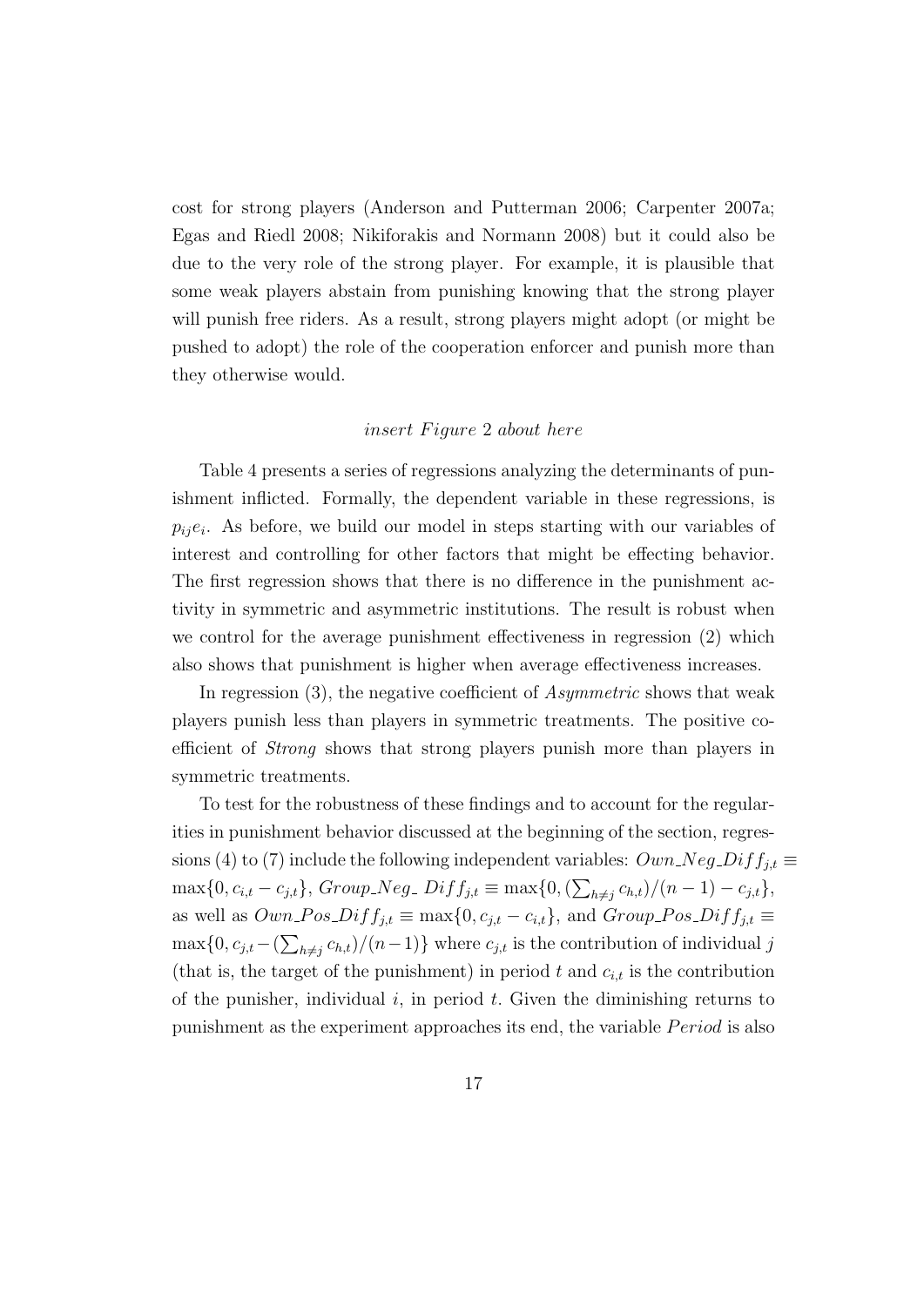cost for strong players (Anderson and Putterman 2006; Carpenter 2007a; Egas and Riedl 2008; Nikiforakis and Normann 2008) but it could also be due to the very role of the strong player. For example, it is plausible that some weak players abstain from punishing knowing that the strong player will punish free riders. As a result, strong players might adopt (or might be pushed to adopt) the role of the cooperation enforcer and punish more than they otherwise would.

*insert Figure 2 about here*

Table 4 presents a series of regressions analyzing the determinants of punishment inflicted. Formally, the dependent variable in these regressions, is $p_{ij}e_i$. As before, we build our model in steps starting with our variables of interest and controlling for other factors that might be effecting behavior. The first regression shows that there is no difference in the punishment activity in symmetric and asymmetric institutions. The result is robust when we control for the average punishment effectiveness in regression (2) which also shows that punishment is higher when average effectiveness increases.

In regression (3), the negative coefficient of *Asymmetric* shows that weak players punish less than players in symmetric treatments. The positive coefficient of *Strong* shows that strong players punish more than players in symmetric treatments.

To test for the robustness of these findings and to account for the regularities in punishment behavior discussed at the beginning of the section, regressions (4) to (7) include the following independent variables: $Own\_Neg\_Diff_{j,t} \equiv \max\{0, c_{i,t} - c_{j,t}\}$, $Group\_Neg\_\ Diff_{j,t} \equiv \max\{0, (\sum_{h \neq j} c_{h,t})/(n-1) - c_{j,t}\}$, as well as $Own\_Pos\_Diff_{j,t} \equiv \max\{0, c_{j,t} - c_{i,t}\}$, and $Group\_Pos\_Diff_{j,t} \equiv \max\{0, c_{j,t} - (\sum_{h \neq j} c_{h,t})/(n-1)\}$ where $c_{j,t}$ is the contribution of individual $j$ (that is, the target of the punishment) in period $t$ and $c_{i,t}$ is the contribution of the punisher, individual $i$, in period $t$. Given the diminishing returns to punishment as the experiment approaches its end, the variable *Period* is also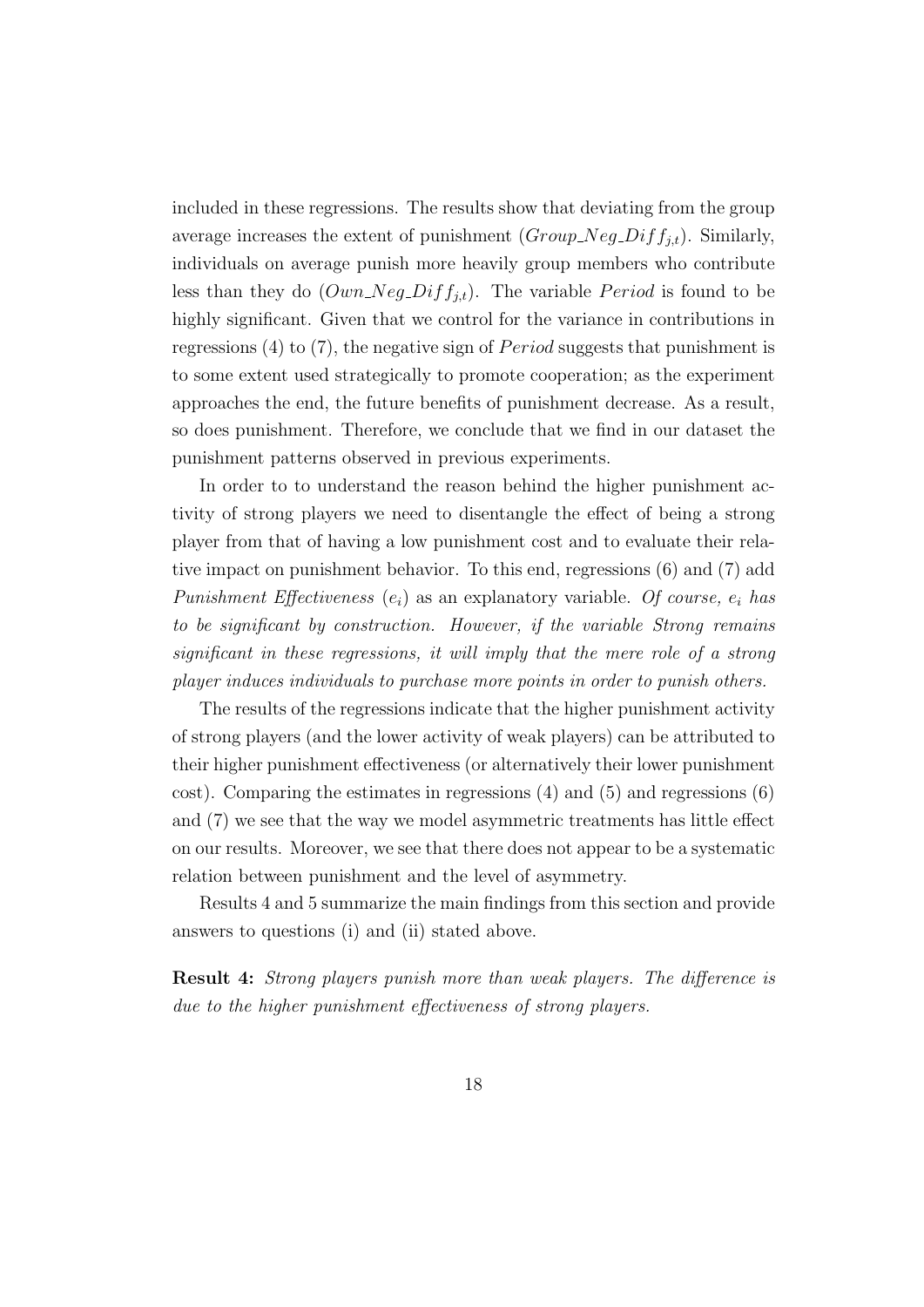included in these regressions. The results show that deviating from the group average increases the extent of punishment ($Group\_Neg\_Diff_{j,t}$). Similarly, individuals on average punish more heavily group members who contribute less than they do ($Own\_Neg\_Diff_{j,t}$). The variable $Period$ is found to be highly significant. Given that we control for the variance in contributions in regressions (4) to (7), the negative sign of $Period$ suggests that punishment is to some extent used strategically to promote cooperation; as the experiment approaches the end, the future benefits of punishment decrease. As a result, so does punishment. Therefore, we conclude that we find in our dataset the punishment patterns observed in previous experiments.

In order to to understand the reason behind the higher punishment activity of strong players we need to disentangle the effect of being a strong player from that of having a low punishment cost and to evaluate their relative impact on punishment behavior. To this end, regressions (6) and (7) add *Punishment Effectiveness* ($e_i$) as an explanatory variable. *Of course, $e_i$ has to be significant by construction. However, if the variable Strong remains significant in these regressions, it will imply that the mere role of a strong player induces individuals to purchase more points in order to punish others.*

The results of the regressions indicate that the higher punishment activity of strong players (and the lower activity of weak players) can be attributed to their higher punishment effectiveness (or alternatively their lower punishment cost). Comparing the estimates in regressions (4) and (5) and regressions (6) and (7) we see that the way we model asymmetric treatments has little effect on our results. Moreover, we see that there does not appear to be a systematic relation between punishment and the level of asymmetry.

Results 4 and 5 summarize the main findings from this section and provide answers to questions (i) and (ii) stated above.

**Result 4:** *Strong players punish more than weak players. The difference is due to the higher punishment effectiveness of strong players.*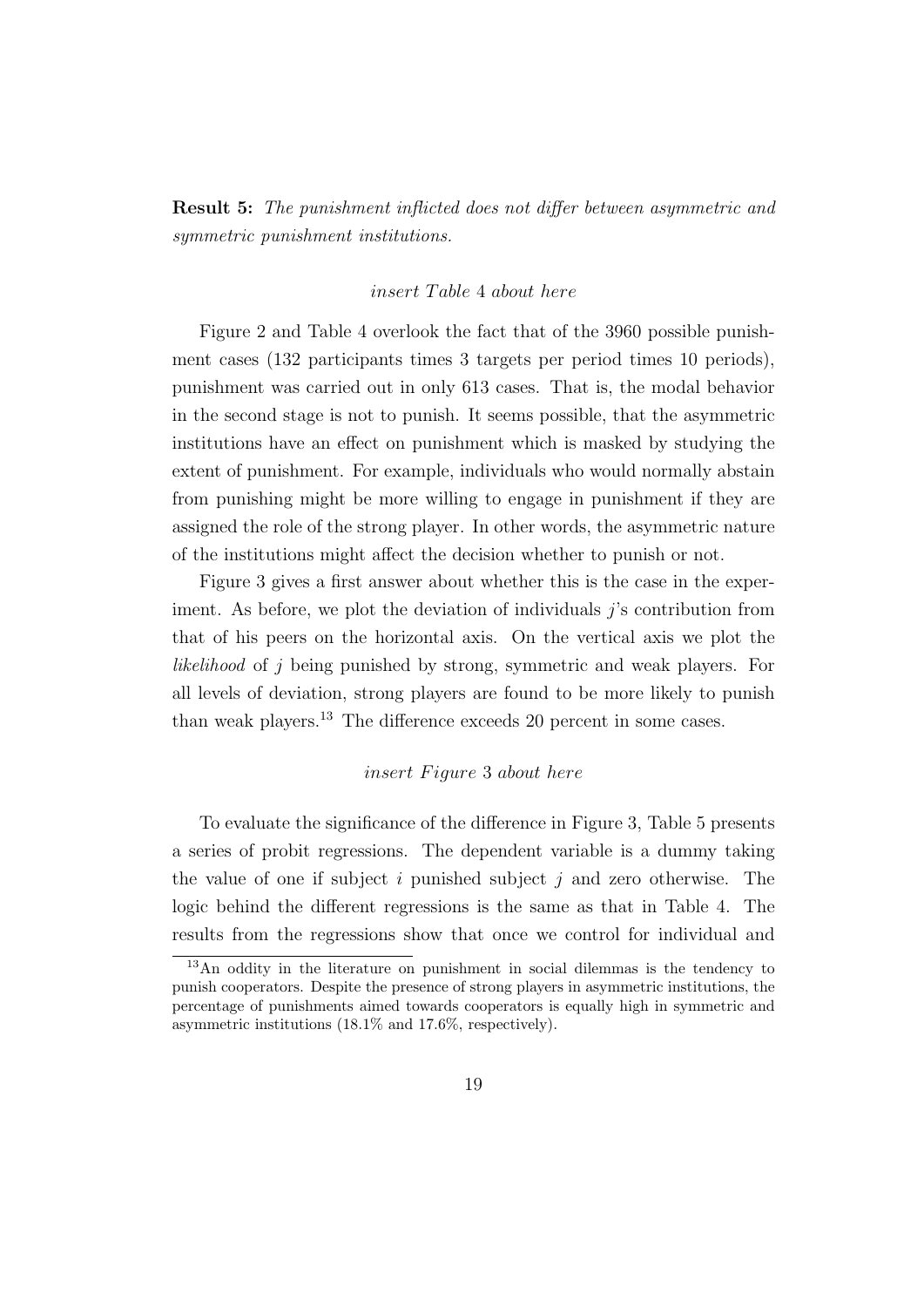**Result 5:** *The punishment inflicted does not differ between asymmetric and symmetric punishment institutions.*

*insert Table 4 about here*

Figure 2 and Table 4 overlook the fact that of the 3960 possible punishment cases (132 participants times 3 targets per period times 10 periods), punishment was carried out in only 613 cases. That is, the modal behavior in the second stage is not to punish. It seems possible, that the asymmetric institutions have an effect on punishment which is masked by studying the extent of punishment. For example, individuals who would normally abstain from punishing might be more willing to engage in punishment if they are assigned the role of the strong player. In other words, the asymmetric nature of the institutions might affect the decision whether to punish or not.

Figure 3 gives a first answer about whether this is the case in the experiment. As before, we plot the deviation of individuals $j$'s contribution from that of his peers on the horizontal axis. On the vertical axis we plot the *likelihood* of $j$ being punished by strong, symmetric and weak players. For all levels of deviation, strong players are found to be more likely to punish than weak players.[13] The difference exceeds 20 percent in some cases.

*insert Figure 3 about here*

To evaluate the significance of the difference in Figure 3, Table 5 presents a series of probit regressions. The dependent variable is a dummy taking the value of one if subject $i$ punished subject $j$ and zero otherwise. The logic behind the different regressions is the same as that in Table 4. The results from the regressions show that once we control for individual and

[13] An oddity in the literature on punishment in social dilemmas is the tendency to punish cooperators. Despite the presence of strong players in asymmetric institutions, the percentage of punishments aimed towards cooperators is equally high in symmetric and asymmetric institutions (18.1% and 17.6%, respectively).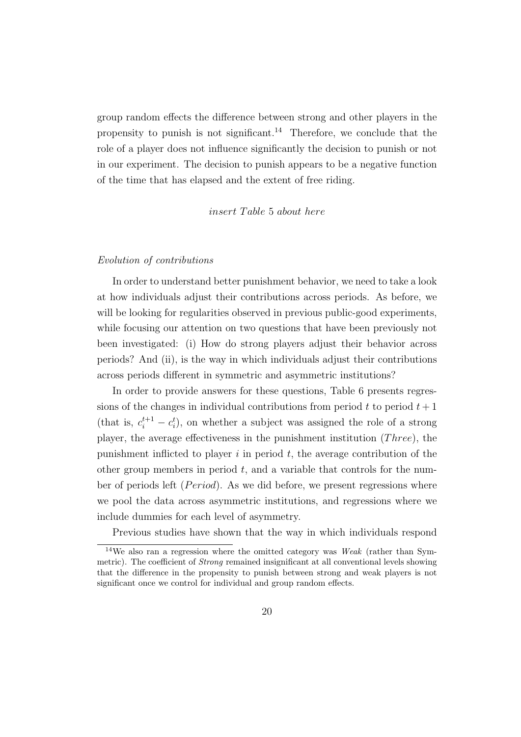group random effects the difference between strong and other players in the propensity to punish is not significant.[14] Therefore, we conclude that the role of a player does not influence significantly the decision to punish or not in our experiment. The decision to punish appears to be a negative function of the time that has elapsed and the extent of free riding.

*insert Table 5 about here*

*Evolution of contributions*

In order to understand better punishment behavior, we need to take a look at how individuals adjust their contributions across periods. As before, we will be looking for regularities observed in previous public-good experiments, while focusing our attention on two questions that have been previously not been investigated: (i) How do strong players adjust their behavior across periods? And (ii), is the way in which individuals adjust their contributions across periods different in symmetric and asymmetric institutions?

In order to provide answers for these questions, Table 6 presents regressions of the changes in individual contributions from period $t$ to period $t+1$ (that is, $c_i^{t+1} - c_i^t$), on whether a subject was assigned the role of a strong player, the average effectiveness in the punishment institution ($Three$), the punishment inflicted to player $i$ in period $t$, the average contribution of the other group members in period $t$, and a variable that controls for the number of periods left ($Period$). As we did before, we present regressions where we pool the data across asymmetric institutions, and regressions where we include dummies for each level of asymmetry.

Previous studies have shown that the way in which individuals respond

[14] We also ran a regression where the omitted category was *Weak* (rather than Symmetric). The coefficient of *Strong* remained insignificant at all conventional levels showing that the difference in the propensity to punish between strong and weak players is not significant once we control for individual and group random effects.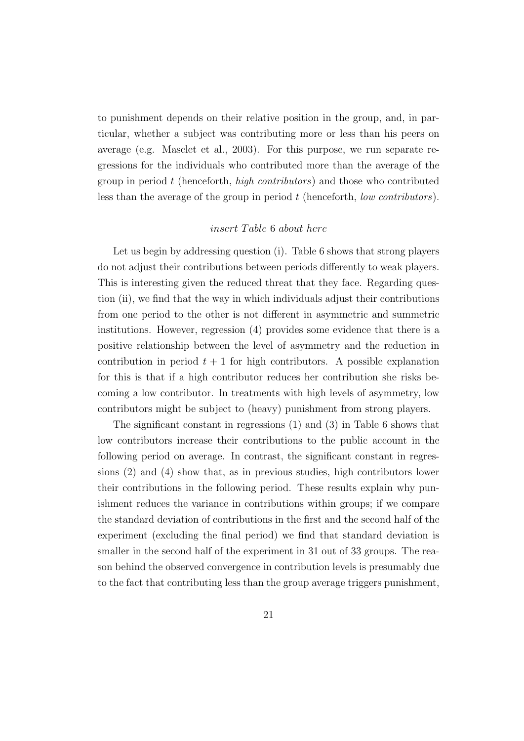to punishment depends on their relative position in the group, and, in particular, whether a subject was contributing more or less than his peers on average (e.g. Masclet et al., 2003). For this purpose, we run separate regressions for the individuals who contributed more than the average of the group in period $t$ (henceforth, *high contributors*) and those who contributed less than the average of the group in period $t$ (henceforth, *low contributors*).

*insert Table 6 about here*

Let us begin by addressing question (i). Table 6 shows that strong players do not adjust their contributions between periods differently to weak players. This is interesting given the reduced threat that they face. Regarding question (ii), we find that the way in which individuals adjust their contributions from one period to the other is not different in asymmetric and summetric institutions. However, regression (4) provides some evidence that there is a positive relationship between the level of asymmetry and the reduction in contribution in period $t+1$ for high contributors. A possible explanation for this is that if a high contributor reduces her contribution she risks becoming a low contributor. In treatments with high levels of asymmetry, low contributors might be subject to (heavy) punishment from strong players.

The significant constant in regressions (1) and (3) in Table 6 shows that low contributors increase their contributions to the public account in the following period on average. In contrast, the significant constant in regressions (2) and (4) show that, as in previous studies, high contributors lower their contributions in the following period. These results explain why punishment reduces the variance in contributions within groups; if we compare the standard deviation of contributions in the first and the second half of the experiment (excluding the final period) we find that standard deviation is smaller in the second half of the experiment in 31 out of 33 groups. The reason behind the observed convergence in contribution levels is presumably due to the fact that contributing less than the group average triggers punishment,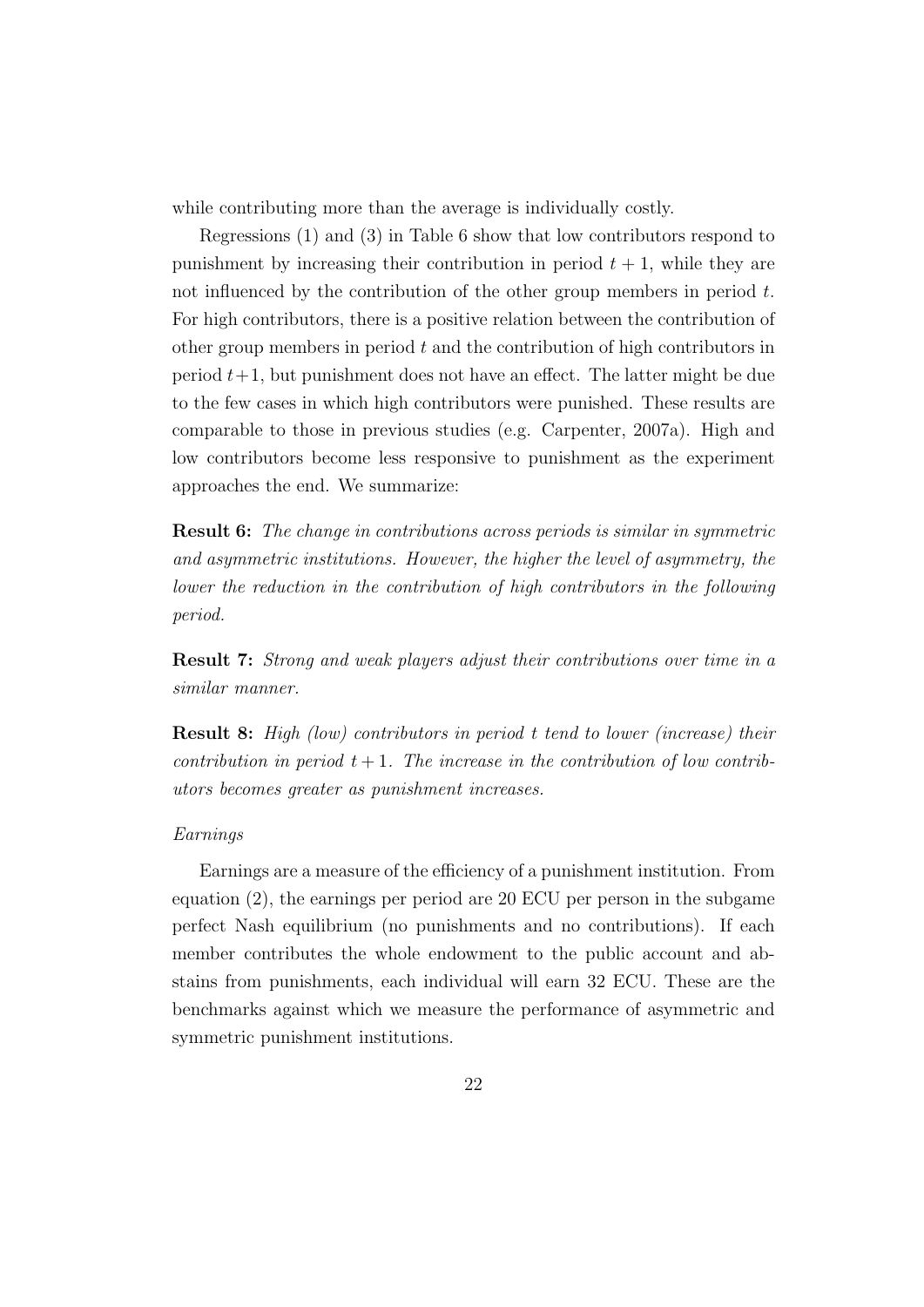while contributing more than the average is individually costly.

Regressions (1) and (3) in Table 6 show that low contributors respond to punishment by increasing their contribution in period $t + 1$, while they are not influenced by the contribution of the other group members in period $t$. For high contributors, there is a positive relation between the contribution of other group members in period $t$ and the contribution of high contributors in period $t+1$, but punishment does not have an effect. The latter might be due to the few cases in which high contributors were punished. These results are comparable to those in previous studies (e.g. Carpenter, 2007a). High and low contributors become less responsive to punishment as the experiment approaches the end. We summarize:

**Result 6:** *The change in contributions across periods is similar in symmetric and asymmetric institutions. However, the higher the level of asymmetry, the lower the reduction in the contribution of high contributors in the following period.*

**Result 7:** *Strong and weak players adjust their contributions over time in a similar manner.*

**Result 8:** *High (low) contributors in period $t$ tend to lower (increase) their contribution in period $t + 1$. The increase in the contribution of low contributors becomes greater as punishment increases.*

*Earnings*

Earnings are a measure of the efficiency of a punishment institution. From equation (2), the earnings per period are 20 ECU per person in the subgame perfect Nash equilibrium (no punishments and no contributions). If each member contributes the whole endowment to the public account and abstains from punishments, each individual will earn 32 ECU. These are the benchmarks against which we measure the performance of asymmetric and symmetric punishment institutions.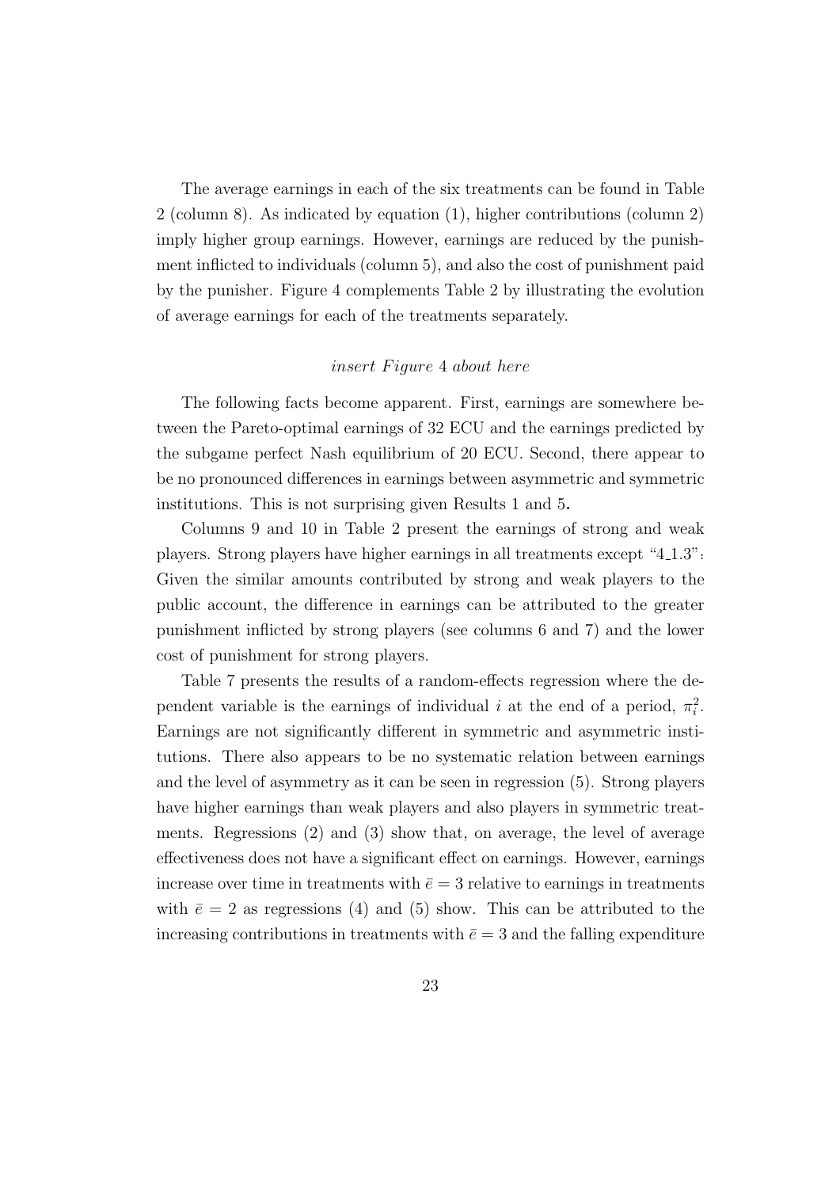The average earnings in each of the six treatments can be found in Table 2 (column 8). As indicated by equation (1), higher contributions (column 2) imply higher group earnings. However, earnings are reduced by the punishment inflicted to individuals (column 5), and also the cost of punishment paid by the punisher. Figure 4 complements Table 2 by illustrating the evolution of average earnings for each of the treatments separately.

*insert Figure* 4 *about here*

The following facts become apparent. First, earnings are somewhere between the Pareto-optimal earnings of 32 ECU and the earnings predicted by the subgame perfect Nash equilibrium of 20 ECU. Second, there appear to be no pronounced differences in earnings between asymmetric and symmetric institutions. This is not surprising given Results 1 and 5**.**

Columns 9 and 10 in Table 2 present the earnings of strong and weak players. Strong players have higher earnings in all treatments except "4_1.3": Given the similar amounts contributed by strong and weak players to the public account, the difference in earnings can be attributed to the greater punishment inflicted by strong players (see columns 6 and 7) and the lower cost of punishment for strong players.

Table 7 presents the results of a random-effects regression where the dependent variable is the earnings of individual $i$ at the end of a period, $\pi_i^2$. Earnings are not significantly different in symmetric and asymmetric institutions. There also appears to be no systematic relation between earnings and the level of asymmetry as it can be seen in regression (5). Strong players have higher earnings than weak players and also players in symmetric treatments. Regressions (2) and (3) show that, on average, the level of average effectiveness does not have a significant effect on earnings. However, earnings increase over time in treatments with $\bar{e} = 3$ relative to earnings in treatments with $\bar{e} = 2$ as regressions (4) and (5) show. This can be attributed to the increasing contributions in treatments with $\bar{e} = 3$ and the falling expenditure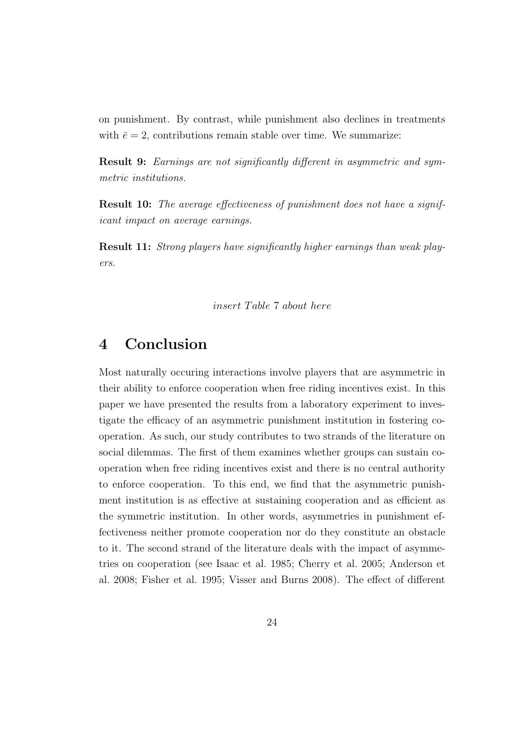on punishment. By contrast, while punishment also declines in treatments with $\bar{e} = 2$, contributions remain stable over time. We summarize:

**Result 9:** *Earnings are not significantly different in asymmetric and symmetric institutions.*

**Result 10:** *The average effectiveness of punishment does not have a significant impact on average earnings.*

**Result 11:** *Strong players have significantly higher earnings than weak players.*

*insert Table 7 about here*

# 4 Conclusion

Most naturally occuring interactions involve players that are asymmetric in their ability to enforce cooperation when free riding incentives exist. In this paper we have presented the results from a laboratory experiment to investigate the efficacy of an asymmetric punishment institution in fostering cooperation. As such, our study contributes to two strands of the literature on social dilemmas. The first of them examines whether groups can sustain cooperation when free riding incentives exist and there is no central authority to enforce cooperation. To this end, we find that the asymmetric punishment institution is as effective at sustaining cooperation and as efficient as the symmetric institution. In other words, asymmetries in punishment effectiveness neither promote cooperation nor do they constitute an obstacle to it. The second strand of the literature deals with the impact of asymmetries on cooperation (see Isaac et al. 1985; Cherry et al. 2005; Anderson et al. 2008; Fisher et al. 1995; Visser and Burns 2008). The effect of different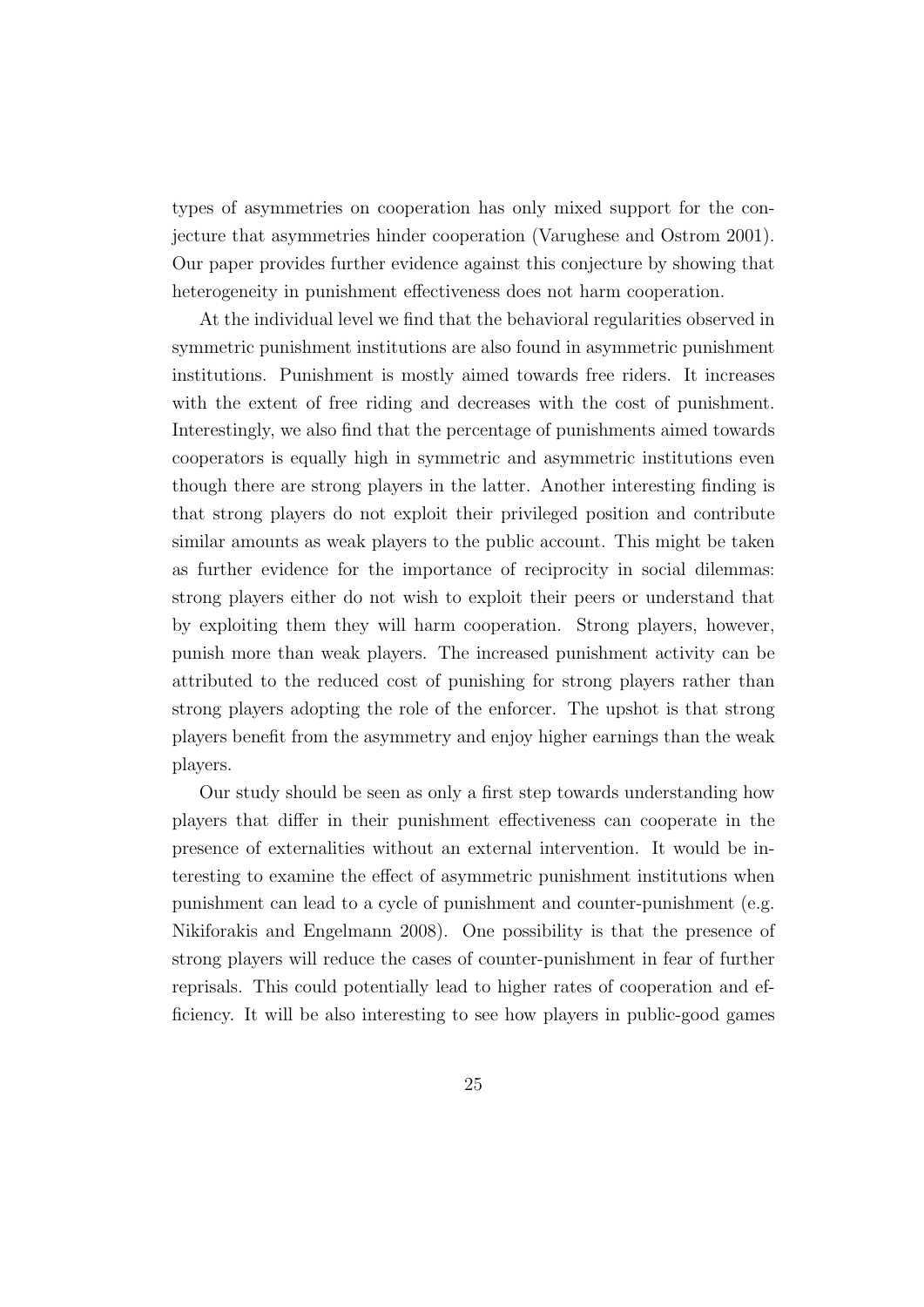types of asymmetries on cooperation has only mixed support for the conjecture that asymmetries hinder cooperation (Varughese and Ostrom 2001). Our paper provides further evidence against this conjecture by showing that heterogeneity in punishment effectiveness does not harm cooperation.

At the individual level we find that the behavioral regularities observed in symmetric punishment institutions are also found in asymmetric punishment institutions. Punishment is mostly aimed towards free riders. It increases with the extent of free riding and decreases with the cost of punishment. Interestingly, we also find that the percentage of punishments aimed towards cooperators is equally high in symmetric and asymmetric institutions even though there are strong players in the latter. Another interesting finding is that strong players do not exploit their privileged position and contribute similar amounts as weak players to the public account. This might be taken as further evidence for the importance of reciprocity in social dilemmas: strong players either do not wish to exploit their peers or understand that by exploiting them they will harm cooperation. Strong players, however, punish more than weak players. The increased punishment activity can be attributed to the reduced cost of punishing for strong players rather than strong players adopting the role of the enforcer. The upshot is that strong players benefit from the asymmetry and enjoy higher earnings than the weak players.

Our study should be seen as only a first step towards understanding how players that differ in their punishment effectiveness can cooperate in the presence of externalities without an external intervention. It would be interesting to examine the effect of asymmetric punishment institutions when punishment can lead to a cycle of punishment and counter-punishment (e.g. Nikiforakis and Engelmann 2008). One possibility is that the presence of strong players will reduce the cases of counter-punishment in fear of further reprisals. This could potentially lead to higher rates of cooperation and efficiency. It will be also interesting to see how players in public-good games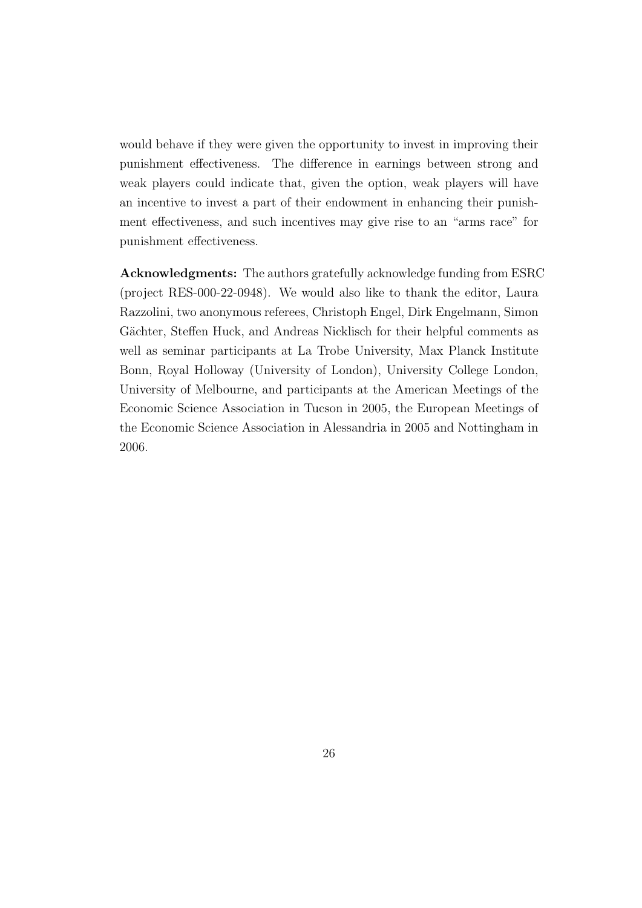would behave if they were given the opportunity to invest in improving their punishment effectiveness. The difference in earnings between strong and weak players could indicate that, given the option, weak players will have an incentive to invest a part of their endowment in enhancing their punishment effectiveness, and such incentives may give rise to an "arms race" for punishment effectiveness.

**Acknowledgments:** The authors gratefully acknowledge funding from ESRC (project RES-000-22-0948). We would also like to thank the editor, Laura Razzolini, two anonymous referees, Christoph Engel, Dirk Engelmann, Simon Gächter, Steffen Huck, and Andreas Nicklisch for their helpful comments as well as seminar participants at La Trobe University, Max Planck Institute Bonn, Royal Holloway (University of London), University College London, University of Melbourne, and participants at the American Meetings of the Economic Science Association in Tucson in 2005, the European Meetings of the Economic Science Association in Alessandria in 2005 and Nottingham in 2006.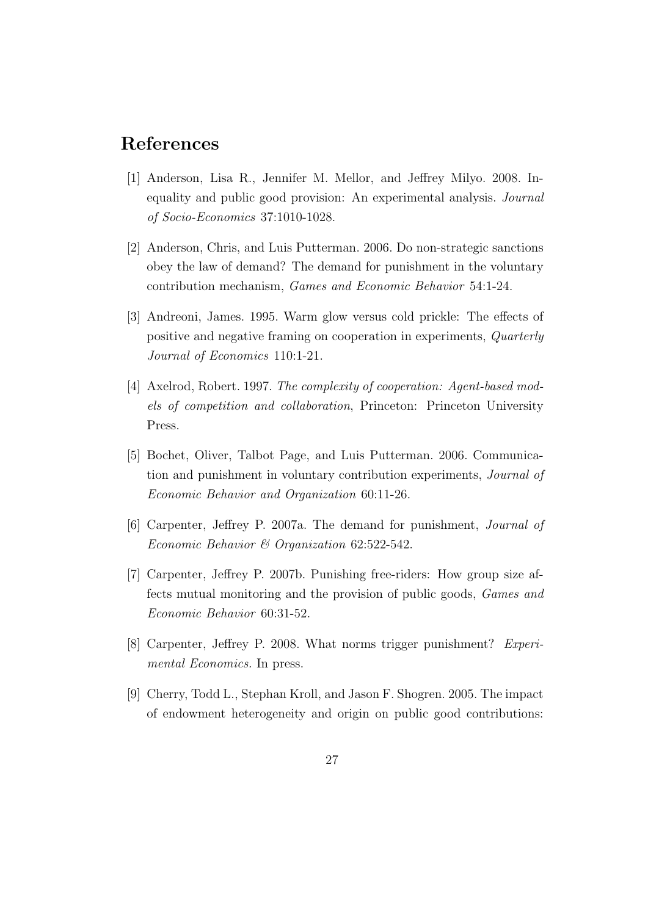# References

[1] Anderson, Lisa R., Jennifer M. Mellor, and Jeffrey Milyo. 2008. Inequality and public good provision: An experimental analysis. *Journal of Socio-Economics* 37:1010-1028.

[2] Anderson, Chris, and Luis Putterman. 2006. Do non-strategic sanctions obey the law of demand? The demand for punishment in the voluntary contribution mechanism, *Games and Economic Behavior* 54:1-24.

[3] Andreoni, James. 1995. Warm glow versus cold prickle: The effects of positive and negative framing on cooperation in experiments, *Quarterly Journal of Economics* 110:1-21.

[4] Axelrod, Robert. 1997. *The complexity of cooperation: Agent-based models of competition and collaboration*, Princeton: Princeton University Press.

[5] Bochet, Oliver, Talbot Page, and Luis Putterman. 2006. Communication and punishment in voluntary contribution experiments, *Journal of Economic Behavior and Organization* 60:11-26.

[6] Carpenter, Jeffrey P. 2007a. The demand for punishment, *Journal of Economic Behavior & Organization* 62:522-542.

[7] Carpenter, Jeffrey P. 2007b. Punishing free-riders: How group size affects mutual monitoring and the provision of public goods, *Games and Economic Behavior* 60:31-52.

[8] Carpenter, Jeffrey P. 2008. What norms trigger punishment? *Experimental Economics*. In press.

[9] Cherry, Todd L., Stephan Kroll, and Jason F. Shogren. 2005. The impact of endowment heterogeneity and origin on public good contributions: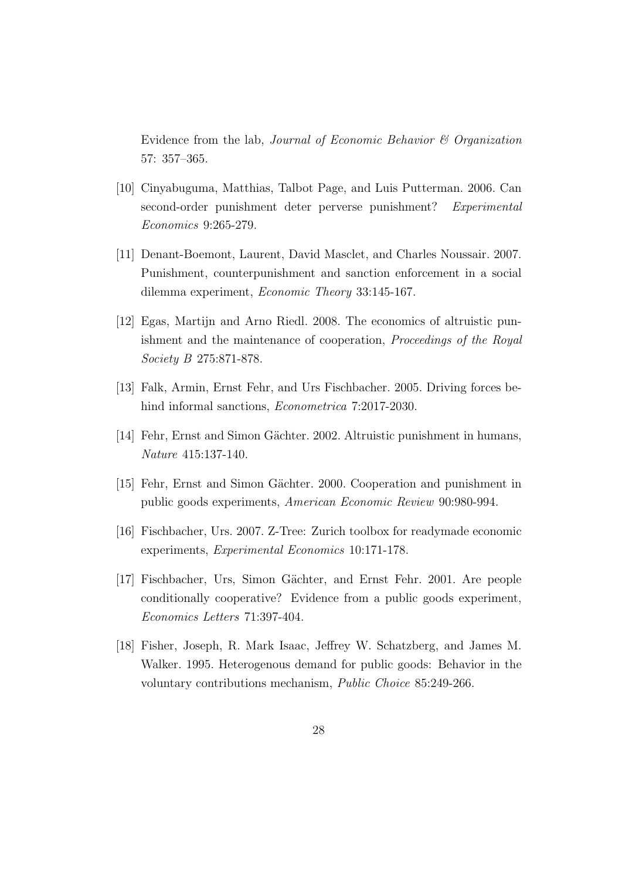Evidence from the lab, *Journal of Economic Behavior & Organization* 57: 357–365.

[10] Cinyabuguma, Matthias, Talbot Page, and Luis Putterman. 2006. Can second-order punishment deter perverse punishment? *Experimental Economics* 9:265-279.

[11] Denant-Boemont, Laurent, David Masclet, and Charles Noussair. 2007. Punishment, counterpunishment and sanction enforcement in a social dilemma experiment, *Economic Theory* 33:145-167.

[12] Egas, Martijn and Arno Riedl. 2008. The economics of altruistic punishment and the maintenance of cooperation, *Proceedings of the Royal Society B* 275:871-878.

[13] Falk, Armin, Ernst Fehr, and Urs Fischbacher. 2005. Driving forces behind informal sanctions, *Econometrica* 7:2017-2030.

[14] Fehr, Ernst and Simon Gächter. 2002. Altruistic punishment in humans, *Nature* 415:137-140.

[15] Fehr, Ernst and Simon Gächter. 2000. Cooperation and punishment in public goods experiments, *American Economic Review* 90:980-994.

[16] Fischbacher, Urs. 2007. Z-Tree: Zurich toolbox for readymade economic experiments, *Experimental Economics* 10:171-178.

[17] Fischbacher, Urs, Simon Gächter, and Ernst Fehr. 2001. Are people conditionally cooperative? Evidence from a public goods experiment, *Economics Letters* 71:397-404.

[18] Fisher, Joseph, R. Mark Isaac, Jeffrey W. Schatzberg, and James M. Walker. 1995. Heterogenous demand for public goods: Behavior in the voluntary contributions mechanism, *Public Choice* 85:249-266.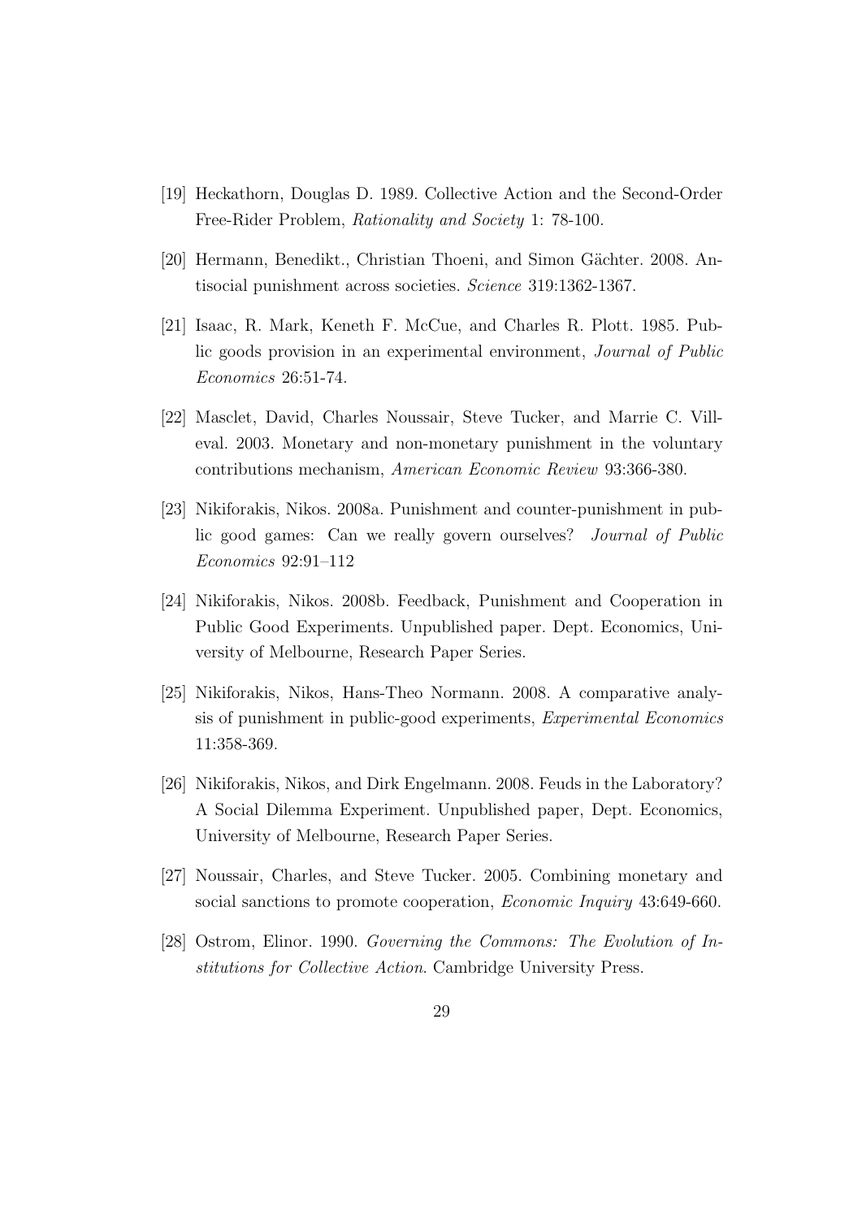[19] Heckathorn, Douglas D. 1989. Collective Action and the Second-Order Free-Rider Problem, *Rationality and Society* 1: 78-100.

[20] Hermann, Benedikt., Christian Thoeni, and Simon Gächter. 2008. Antisocial punishment across societies. *Science* 319:1362-1367.

[21] Isaac, R. Mark, Keneth F. McCue, and Charles R. Plott. 1985. Public goods provision in an experimental environment, *Journal of Public Economics* 26:51-74.

[22] Masclet, David, Charles Noussair, Steve Tucker, and Marrie C. Villeval. 2003. Monetary and non-monetary punishment in the voluntary contributions mechanism, *American Economic Review* 93:366-380.

[23] Nikiforakis, Nikos. 2008a. Punishment and counter-punishment in public good games: Can we really govern ourselves? *Journal of Public Economics* 92:91–112

[24] Nikiforakis, Nikos. 2008b. Feedback, Punishment and Cooperation in Public Good Experiments. Unpublished paper. Dept. Economics, University of Melbourne, Research Paper Series.

[25] Nikiforakis, Nikos, Hans-Theo Normann. 2008. A comparative analysis of punishment in public-good experiments, *Experimental Economics* 11:358-369.

[26] Nikiforakis, Nikos, and Dirk Engelmann. 2008. Feuds in the Laboratory? A Social Dilemma Experiment. Unpublished paper, Dept. Economics, University of Melbourne, Research Paper Series.

[27] Noussair, Charles, and Steve Tucker. 2005. Combining monetary and social sanctions to promote cooperation, *Economic Inquiry* 43:649-660.

[28] Ostrom, Elinor. 1990. *Governing the Commons: The Evolution of Institutions for Collective Action*. Cambridge University Press.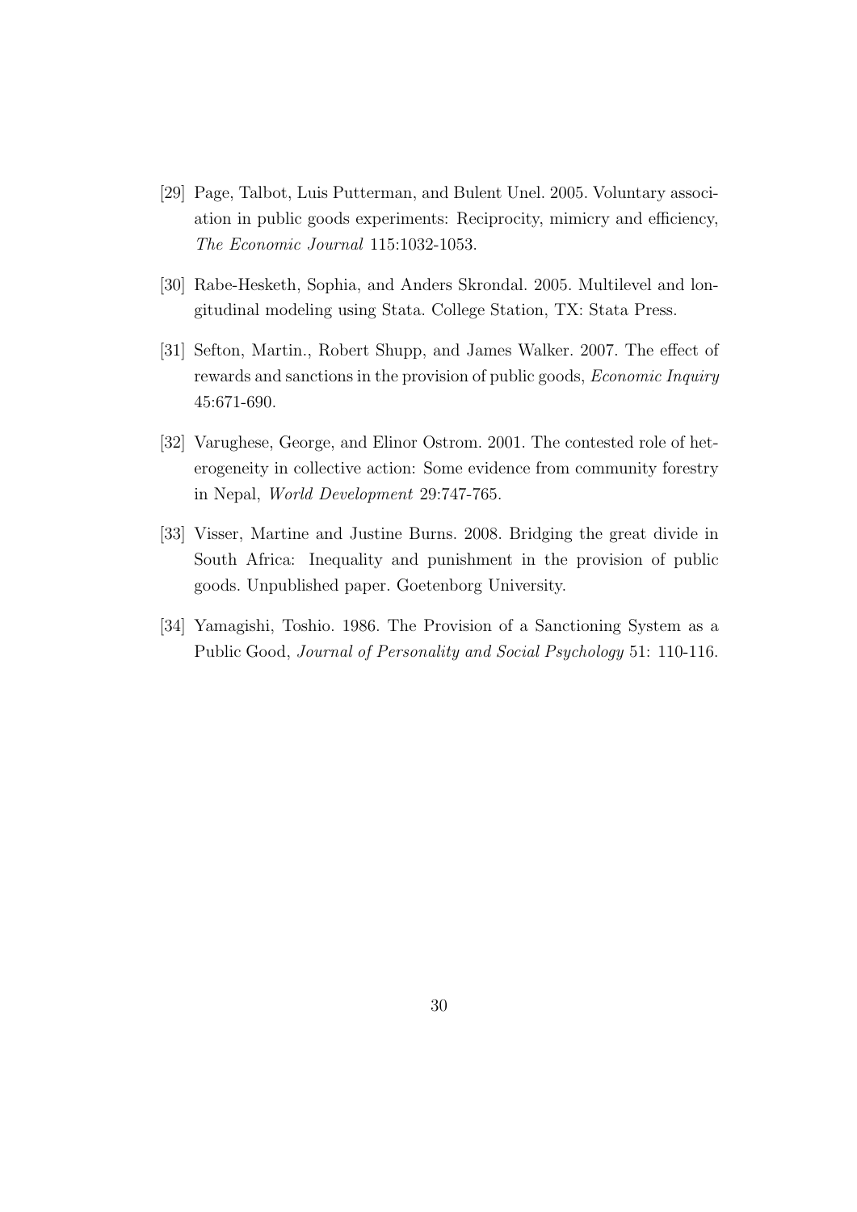[29] Page, Talbot, Luis Putterman, and Bulent Unel. 2005. Voluntary association in public goods experiments: Reciprocity, mimicry and efficiency, *The Economic Journal* 115:1032-1053.

[30] Rabe-Hesketh, Sophia, and Anders Skrondal. 2005. Multilevel and longitudinal modeling using Stata. College Station, TX: Stata Press.

[31] Sefton, Martin., Robert Shupp, and James Walker. 2007. The effect of rewards and sanctions in the provision of public goods, *Economic Inquiry* 45:671-690.

[32] Varughese, George, and Elinor Ostrom. 2001. The contested role of heterogeneity in collective action: Some evidence from community forestry in Nepal, *World Development* 29:747-765.

[33] Visser, Martine and Justine Burns. 2008. Bridging the great divide in South Africa: Inequality and punishment in the provision of public goods. Unpublished paper. Goetenborg University.

[34] Yamagishi, Toshio. 1986. The Provision of a Sanctioning System as a Public Good, *Journal of Personality and Social Psychology* 51: 110-116.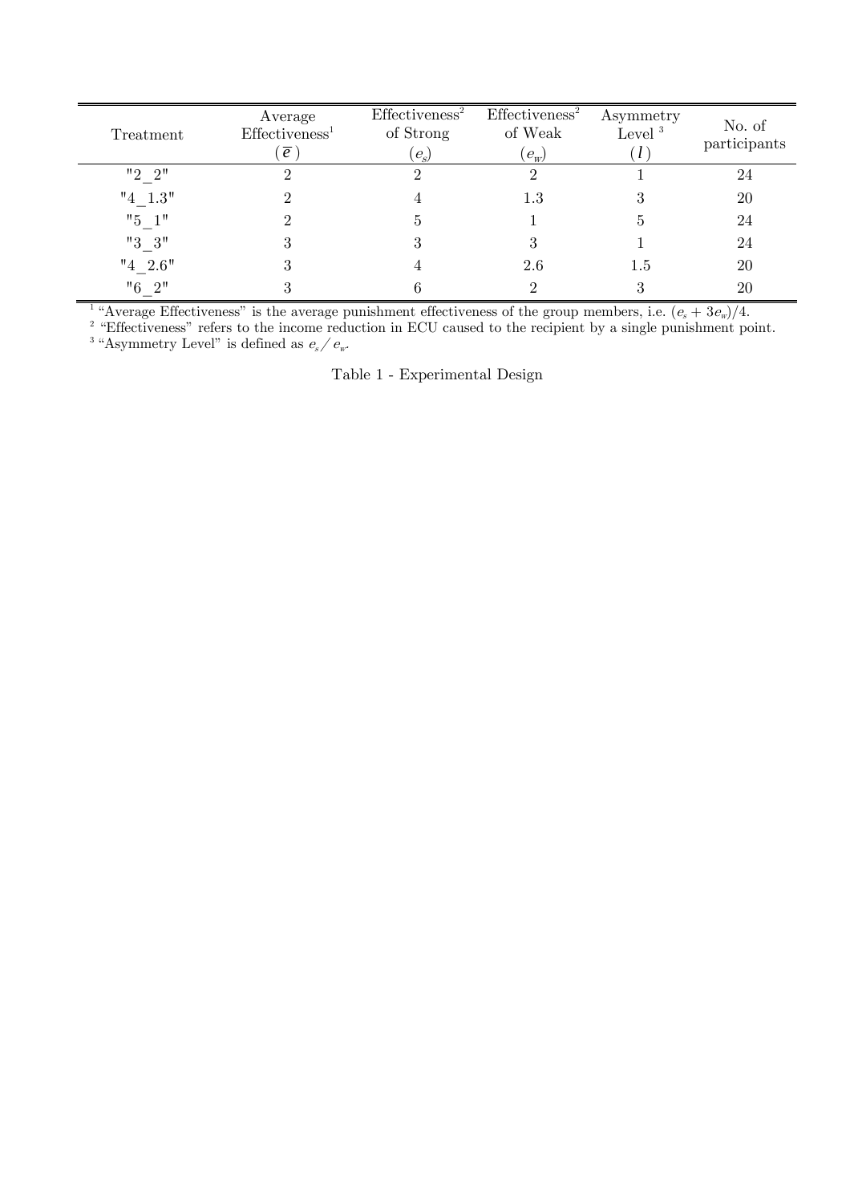| Treatment | Average Effectiveness[1] ($\overline{e}$) | Effectiveness[2] of Strong ($e_s$) | Effectiveness[2] of Weak ($e_w$) | Asymmetry Level [3] ($l$) | No. of participants |
|---|---|---|---|---|---|
| "2_2" | 2 | 2 | 2 | 1 | 24 |
| "4_1.3" | 2 | 4 | 1.3 | 3 | 20 |
| "5_1" | 2 | 5 | 1 | 5 | 24 |
| "3_3" | 3 | 3 | 3 | 1 | 24 |
| "4_2.6" | 3 | 4 | 2.6 | 1.5 | 20 |
| "6_2" | 3 | 6 | 2 | 3 | 20 |

[1] "Average Effectiveness" is the average punishment effectiveness of the group members, i.e. $(e_s + 3e_w)/4$.
[2] "Effectiveness" refers to the income reduction in ECU caused to the recipient by a single punishment point.
[3] "Asymmetry Level" is defined as $e_s / e_w$.

Table 1 - Experimental Design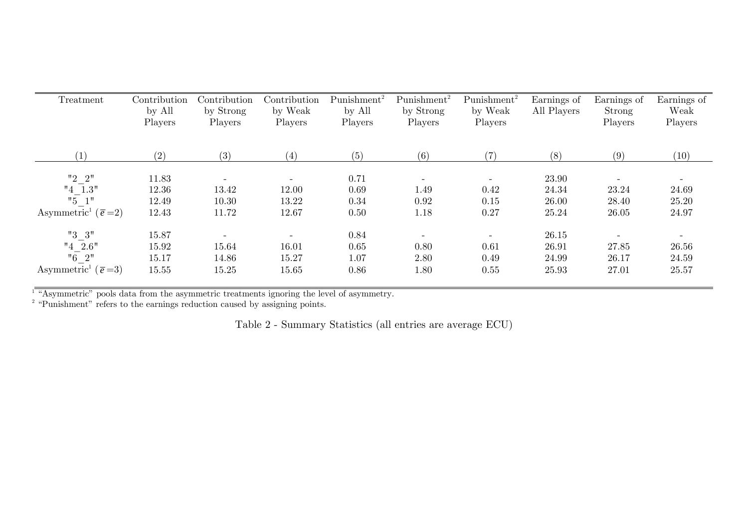| Treatment | Contribution by All Players | Contribution by Strong Players | Contribution by Weak Players | Punishment[2] by All Players | Punishment[2] by Strong Players | Punishment[2] by Weak Players | Earnings of All Players | Earnings of Strong Players | Earnings of Weak Players |
|---|---|---|---|---|---|---|---|---|---|
| (1) | (2) | (3) | (4) | (5) | (6) | (7) | (8) | (9) | (10) |
| "2_2" | 11.83 | - | - | 0.71 | - | - | 23.90 | - | - |
| "4_1.3" | 12.36 | 13.42 | 12.00 | 0.69 | 1.49 | 0.42 | 24.34 | 23.24 | 24.69 |
| "5_1" | 12.49 | 10.30 | 13.22 | 0.34 | 0.92 | 0.15 | 26.00 | 28.40 | 25.20 |
| Asymmetric[1] ($\overline{e}$=2) | 12.43 | 11.72 | 12.67 | 0.50 | 1.18 | 0.27 | 25.24 | 26.05 | 24.97 |
| "3_3" | 15.87 | - | - | 0.84 | - | - | 26.15 | - | - |
| "4_2.6" | 15.92 | 15.64 | 16.01 | 0.65 | 0.80 | 0.61 | 26.91 | 27.85 | 26.56 |
| "6_2" | 15.17 | 14.86 | 15.27 | 1.07 | 2.80 | 0.49 | 24.99 | 26.17 | 24.59 |
| Asymmetric[1] ($\overline{e}$=3) | 15.55 | 15.25 | 15.65 | 0.86 | 1.80 | 0.55 | 25.93 | 27.01 | 25.57 |

[1] "Asymmetric" pools data from the asymmetric treatments ignoring the level of asymmetry.
[2] "Punishment" refers to the earnings reduction caused by assigning points.

Table 2 - Summary Statistics (all entries are average ECU)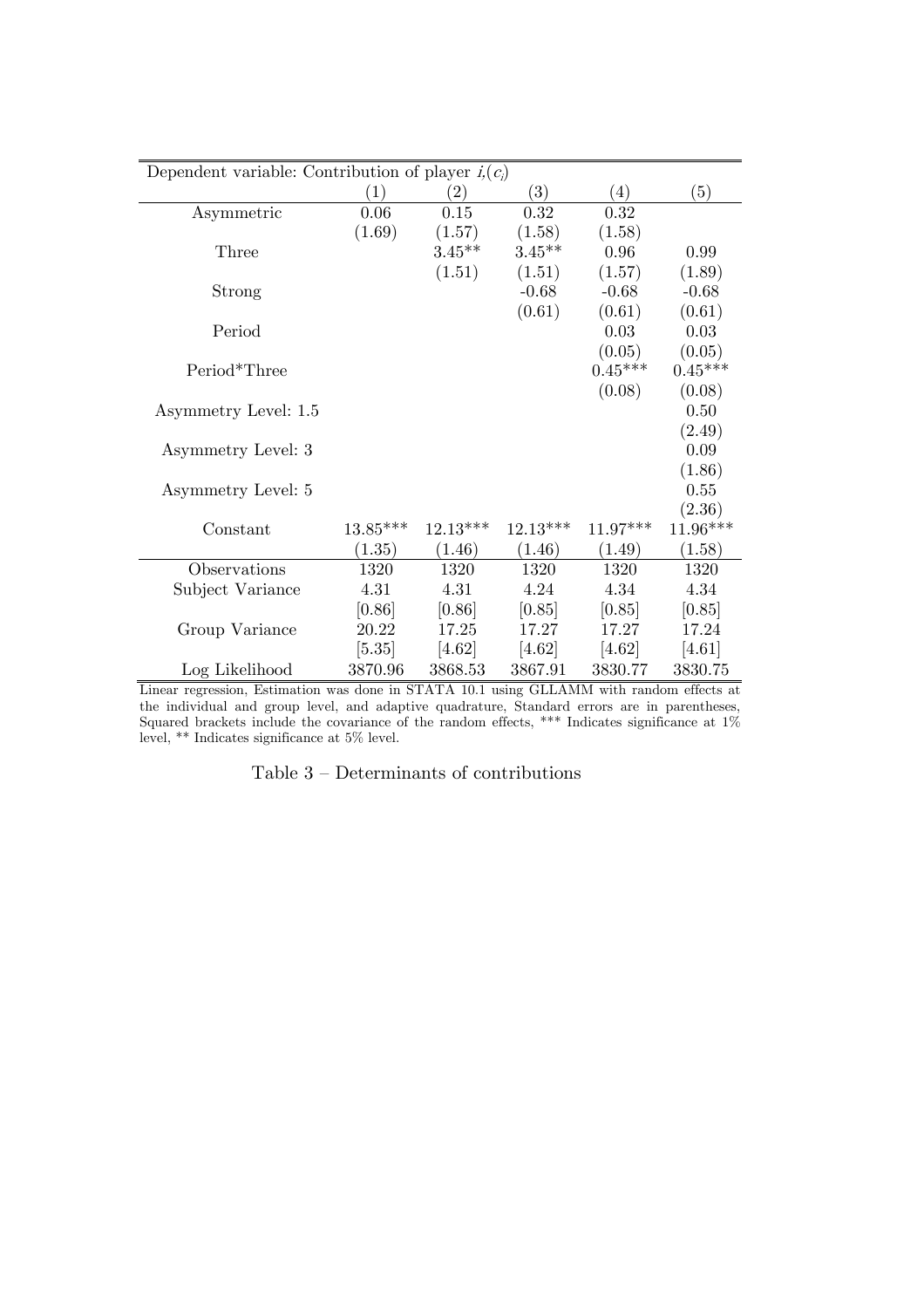| Dependent variable: Contribution of player $i$,($c_i$) | | | | | |
|---|---|---|---|---|---|
| | (1) | (2) | (3) | (4) | (5) |
| Asymmetric | 0.06 | 0.15 | 0.32 | 0.32 | |
| | (1.69) | (1.57) | (1.58) | (1.58) | |
| Three | | 3.45** | 3.45** | 0.96 | 0.99 |
| | | (1.51) | (1.51) | (1.57) | (1.89) |
| Strong | | | -0.68 | -0.68 | -0.68 |
| | | | (0.61) | (0.61) | (0.61) |
| Period | | | | 0.03 | 0.03 |
| | | | | (0.05) | (0.05) |
| Period*Three | | | | 0.45*** | 0.45*** |
| | | | | (0.08) | (0.08) |
| Asymmetry Level: 1.5 | | | | | 0.50 |
| | | | | | (2.49) |
| Asymmetry Level: 3 | | | | | 0.09 |
| | | | | | (1.86) |
| Asymmetry Level: 5 | | | | | 0.55 |
| | | | | | (2.36) |
| Constant | 13.85*** | 12.13*** | 12.13*** | 11.97*** | 11.96*** |
| | (1.35) | (1.46) | (1.46) | (1.49) | (1.58) |
| Observations | 1320 | 1320 | 1320 | 1320 | 1320 |
| Subject Variance | 4.31 | 4.31 | 4.24 | 4.34 | 4.34 |
| | [0.86] | [0.86] | [0.85] | [0.85] | [0.85] |
| Group Variance | 20.22 | 17.25 | 17.27 | 17.27 | 17.24 |
| | [5.35] | [4.62] | [4.62] | [4.62] | [4.61] |
| Log Likelihood | 3870.96 | 3868.53 | 3867.91 | 3830.77 | 3830.75 |

Linear regression, Estimation was done in STATA 10.1 using GLLAMM with random effects at the individual and group level, and adaptive quadrature, Standard errors are in parentheses, Squared brackets include the covariance of the random effects, *** Indicates significance at 1% level, ** Indicates significance at 5% level.

Table 3 – Determinants of contributions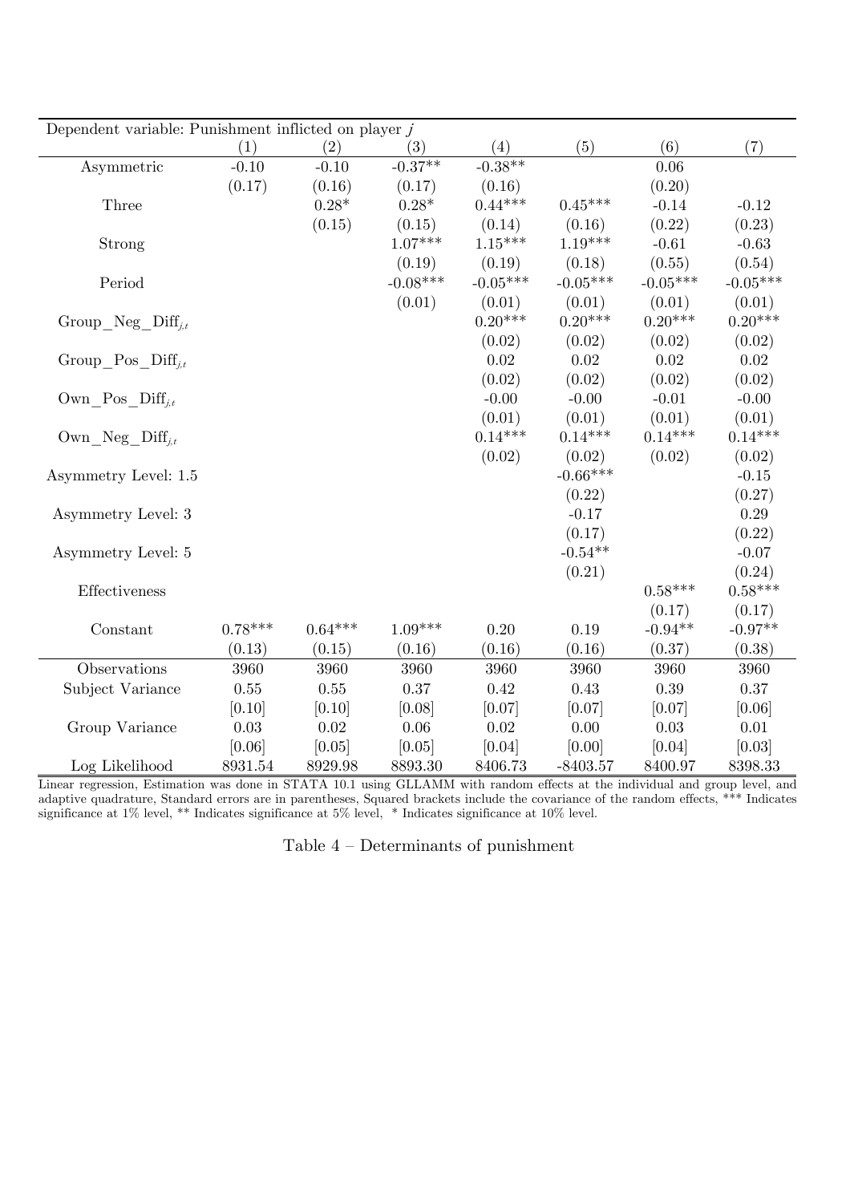| Dependent variable: Punishment inflicted on player $j$ | | | | | | | |
|---|---|---|---|---|---|---|---|
| | (1) | (2) | (3) | (4) | (5) | (6) | (7) |
| Asymmetric | -0.10 | -0.10 | -0.37** | -0.38** | | 0.06 | |
| | (0.17) | (0.16) | (0.17) | (0.16) | | (0.20) | |
| Three | | 0.28* | 0.28* | 0.44*** | 0.45*** | -0.14 | -0.12 |
| | | (0.15) | (0.15) | (0.14) | (0.16) | (0.22) | (0.23) |
| Strong | | | 1.07*** | 1.15*** | 1.19*** | -0.61 | -0.63 |
| | | | (0.19) | (0.19) | (0.18) | (0.55) | (0.54) |
| Period | | | -0.08*** | -0.05*** | -0.05*** | -0.05*** | -0.05*** |
| | | | (0.01) | (0.01) | (0.01) | (0.01) | (0.01) |
| Group_Neg_Diff$_{j,t}$ | | | | 0.20*** | 0.20*** | 0.20*** | 0.20*** |
| | | | | (0.02) | (0.02) | (0.02) | (0.02) |
| Group_Pos_Diff$_{j,t}$ | | | | 0.02 | 0.02 | 0.02 | 0.02 |
| | | | | (0.02) | (0.02) | (0.02) | (0.02) |
| Own_Pos_Diff$_{j,t}$ | | | | -0.00 | -0.00 | -0.01 | -0.00 |
| | | | | (0.01) | (0.01) | (0.01) | (0.01) |
| Own_Neg_Diff$_{j,t}$ | | | | 0.14*** | 0.14*** | 0.14*** | 0.14*** |
| | | | | (0.02) | (0.02) | (0.02) | (0.02) |
| Asymmetry Level: 1.5 | | | | | -0.66*** | | -0.15 |
| | | | | | (0.22) | | (0.27) |
| Asymmetry Level: 3 | | | | | -0.17 | | 0.29 |
| | | | | | (0.17) | | (0.22) |
| Asymmetry Level: 5 | | | | | -0.54** | | -0.07 |
| | | | | | (0.21) | | (0.24) |
| Effectiveness | | | | | | 0.58*** | 0.58*** |
| | | | | | | (0.17) | (0.17) |
| Constant | 0.78*** | 0.64*** | 1.09*** | 0.20 | 0.19 | -0.94** | -0.97** |
| | (0.13) | (0.15) | (0.16) | (0.16) | (0.16) | (0.37) | (0.38) |
| Observations | 3960 | 3960 | 3960 | 3960 | 3960 | 3960 | 3960 |
| Subject Variance | 0.55 | 0.55 | 0.37 | 0.42 | 0.43 | 0.39 | 0.37 |
| | [0.10] | [0.10] | [0.08] | [0.07] | [0.07] | [0.07] | [0.06] |
| Group Variance | 0.03 | 0.02 | 0.06 | 0.02 | 0.00 | 0.03 | 0.01 |
| | [0.06] | [0.05] | [0.05] | [0.04] | [0.00] | [0.04] | [0.03] |
| Log Likelihood | 8931.54 | 8929.98 | 8893.30 | 8406.73 | -8403.57 | 8400.97 | 8398.33 |

Linear regression, Estimation was done in STATA 10.1 using GLLAMM with random effects at the individual and group level, and adaptive quadrature, Standard errors are in parentheses, Squared brackets include the covariance of the random effects, *** Indicates significance at 1% level, ** Indicates significance at 5% level, * Indicates significance at 10% level.

Table 4 – Determinants of punishment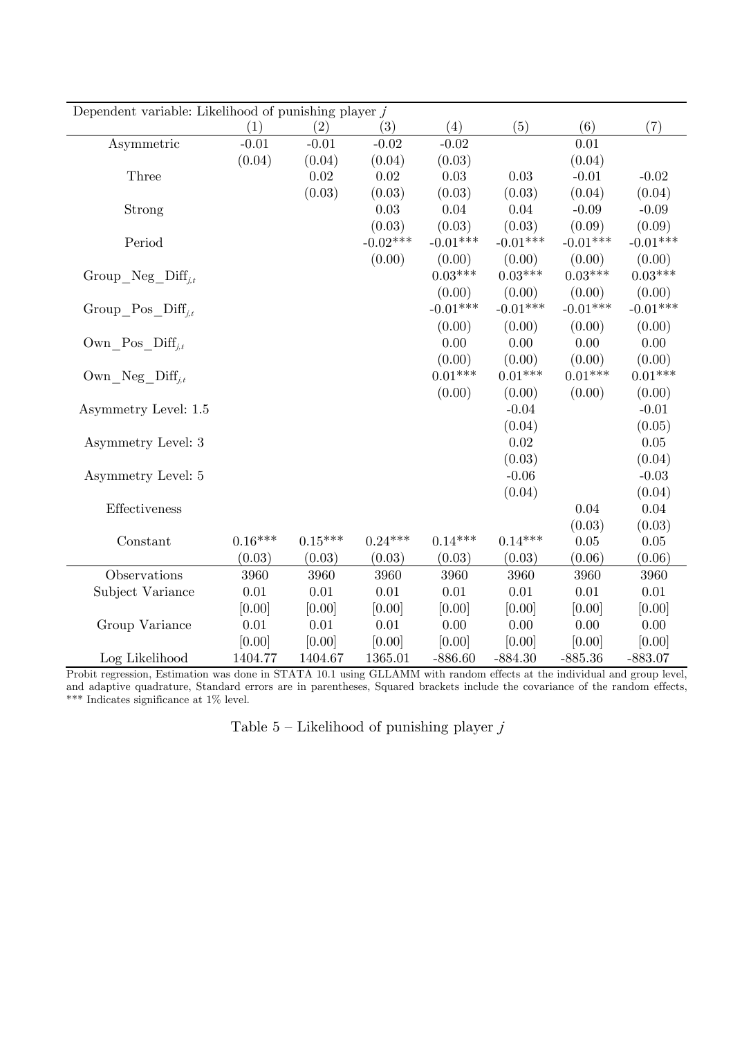| Dependent variable: Likelihood of punishing player $j$ | (1) | (2) | (3) | (4) | (5) | (6) | (7) |
|---|---|---|---|---|---|---|---|
| Asymmetric | -0.01 | -0.01 | -0.02 | -0.02 | | 0.01 | |
| | (0.04) | (0.04) | (0.04) | (0.03) | | (0.04) | |
| Three | | 0.02 | 0.02 | 0.03 | 0.03 | -0.01 | -0.02 |
| | | (0.03) | (0.03) | (0.03) | (0.03) | (0.04) | (0.04) |
| Strong | | | 0.03 | 0.04 | 0.04 | -0.09 | -0.09 |
| | | | (0.03) | (0.03) | (0.03) | (0.09) | (0.09) |
| Period | | | -0.02*** | -0.01*** | -0.01*** | -0.01*** | -0.01*** |
| | | | (0.00) | (0.00) | (0.00) | (0.00) | (0.00) |
| Group_Neg_Diff$_{j,t}$ | | | | 0.03*** | 0.03*** | 0.03*** | 0.03*** |
| | | | | (0.00) | (0.00) | (0.00) | (0.00) |
| Group_Pos_Diff$_{j,t}$ | | | | -0.01*** | -0.01*** | -0.01*** | -0.01*** |
| | | | | (0.00) | (0.00) | (0.00) | (0.00) |
| Own_Pos_Diff$_{j,t}$ | | | | 0.00 | 0.00 | 0.00 | 0.00 |
| | | | | (0.00) | (0.00) | (0.00) | (0.00) |
| Own_Neg_Diff$_{j,t}$ | | | | 0.01*** | 0.01*** | 0.01*** | 0.01*** |
| | | | | (0.00) | (0.00) | (0.00) | (0.00) |
| Asymmetry Level: 1.5 | | | | | -0.04 | | -0.01 |
| | | | | | (0.04) | | (0.05) |
| Asymmetry Level: 3 | | | | | 0.02 | | 0.05 |
| | | | | | (0.03) | | (0.04) |
| Asymmetry Level: 5 | | | | | -0.06 | | -0.03 |
| | | | | | (0.04) | | (0.04) |
| Effectiveness | | | | | | 0.04 | 0.04 |
| | | | | | | (0.03) | (0.03) |
| Constant | 0.16*** | 0.15*** | 0.24*** | 0.14*** | 0.14*** | 0.05 | 0.05 |
| | (0.03) | (0.03) | (0.03) | (0.03) | (0.03) | (0.06) | (0.06) |
| Observations | 3960 | 3960 | 3960 | 3960 | 3960 | 3960 | 3960 |
| Subject Variance | 0.01 | 0.01 | 0.01 | 0.01 | 0.01 | 0.01 | 0.01 |
| | [0.00] | [0.00] | [0.00] | [0.00] | [0.00] | [0.00] | [0.00] |
| Group Variance | 0.01 | 0.01 | 0.01 | 0.00 | 0.00 | 0.00 | 0.00 |
| | [0.00] | [0.00] | [0.00] | [0.00] | [0.00] | [0.00] | [0.00] |
| Log Likelihood | 1404.77 | 1404.67 | 1365.01 | -886.60 | -884.30 | -885.36 | -883.07 |

Probit regression, Estimation was done in STATA 10.1 using GLLAMM with random effects at the individual and group level, and adaptive quadrature, Standard errors are in parentheses, Squared brackets include the covariance of the random effects, *** Indicates significance at 1% level.

Table 5 – Likelihood of punishing player $j$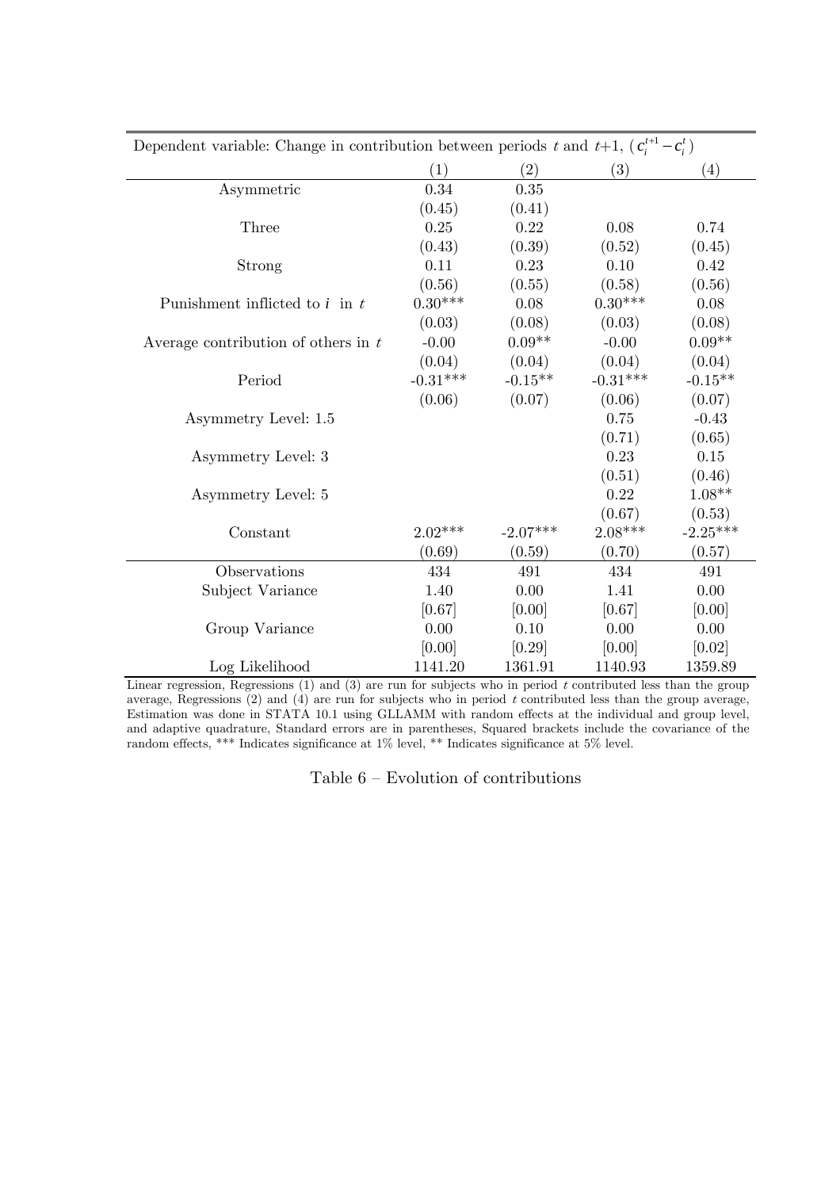| Dependent variable: Change in contribution between periods $t$ and $t$+1, ($c_i^{t+1} - c_i^t$) | | | | |
|---|---|---|---|---|
| | (1) | (2) | (3) | (4) |
| Asymmetric | 0.34 | 0.35 | | |
| | (0.45) | (0.41) | | |
| Three | 0.25 | 0.22 | 0.08 | 0.74 |
| | (0.43) | (0.39) | (0.52) | (0.45) |
| Strong | 0.11 | 0.23 | 0.10 | 0.42 |
| | (0.56) | (0.55) | (0.58) | (0.56) |
| Punishment inflicted to $i$ in $t$ | 0.30*** | 0.08 | 0.30*** | 0.08 |
| | (0.03) | (0.08) | (0.03) | (0.08) |
| Average contribution of others in $t$ | -0.00 | 0.09** | -0.00 | 0.09** |
| | (0.04) | (0.04) | (0.04) | (0.04) |
| Period | -0.31*** | -0.15** | -0.31*** | -0.15** |
| | (0.06) | (0.07) | (0.06) | (0.07) |
| Asymmetry Level: 1.5 | | | 0.75 | -0.43 |
| | | | (0.71) | (0.65) |
| Asymmetry Level: 3 | | | 0.23 | 0.15 |
| | | | (0.51) | (0.46) |
| Asymmetry Level: 5 | | | 0.22 | 1.08** |
| | | | (0.67) | (0.53) |
| Constant | 2.02*** | -2.07*** | 2.08*** | -2.25*** |
| | (0.69) | (0.59) | (0.70) | (0.57) |
| Observations | 434 | 491 | 434 | 491 |
| Subject Variance | 1.40 | 0.00 | 1.41 | 0.00 |
| | [0.67] | [0.00] | [0.67] | [0.00] |
| Group Variance | 0.00 | 0.10 | 0.00 | 0.00 |
| | [0.00] | [0.29] | [0.00] | [0.02] |
| Log Likelihood | 1141.20 | 1361.91 | 1140.93 | 1359.89 |

Linear regression, Regressions (1) and (3) are run for subjects who in period $t$ contributed less than the group average, Regressions (2) and (4) are run for subjects who in period $t$ contributed less than the group average, Estimation was done in STATA 10.1 using GLLAMM with random effects at the individual and group level, and adaptive quadrature, Standard errors are in parentheses, Squared brackets include the covariance of the random effects, *** Indicates significance at 1% level, ** Indicates significance at 5% level.

Table 6 – Evolution of contributions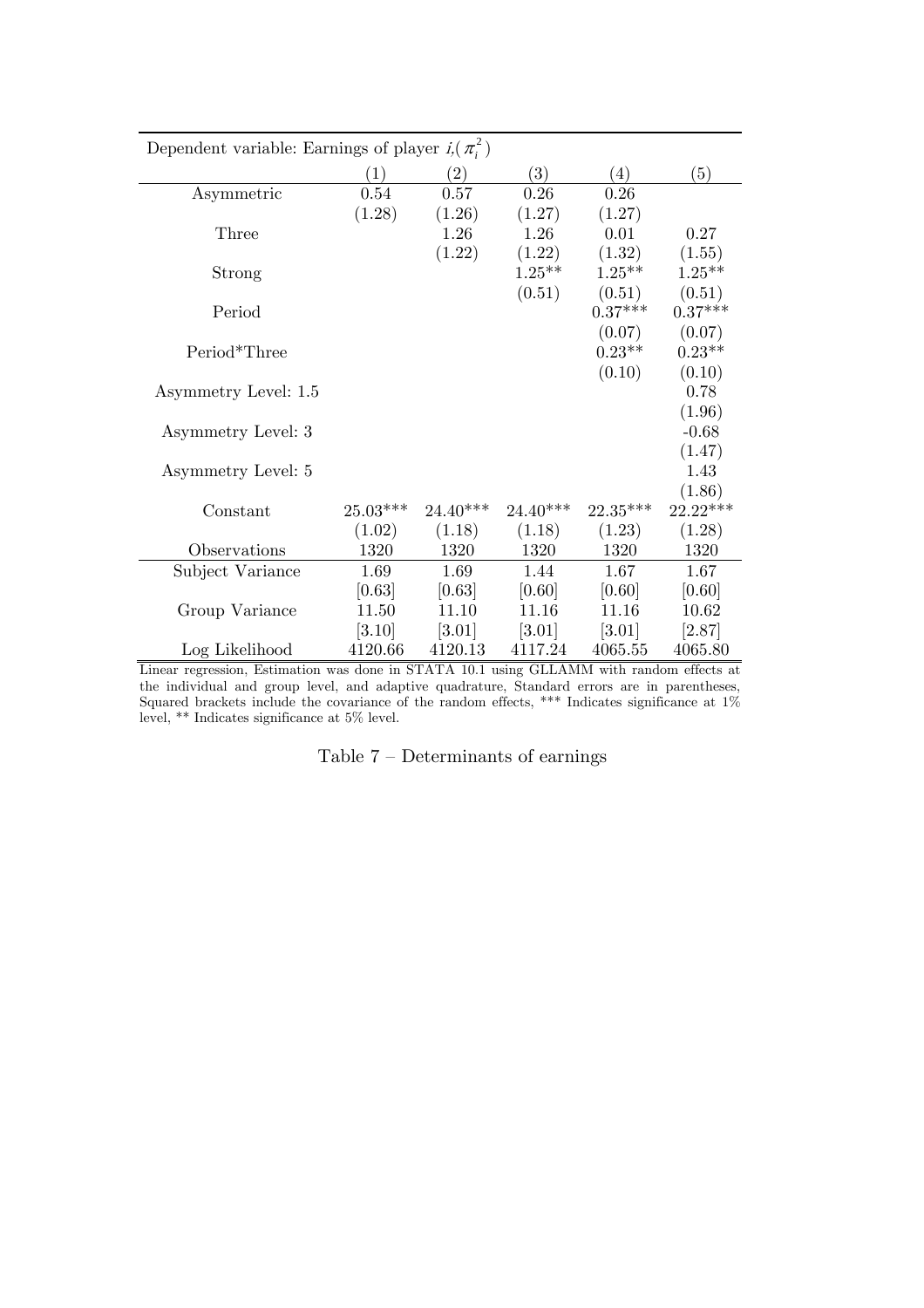| Dependent variable: Earnings of player $i$,($\pi_i^2$) | | | | | |
|---|---|---|---|---|---|
| | (1) | (2) | (3) | (4) | (5) |
| Asymmetric | 0.54 | 0.57 | 0.26 | 0.26 | |
| | (1.28) | (1.26) | (1.27) | (1.27) | |
| Three | | 1.26 | 1.26 | 0.01 | 0.27 |
| | | (1.22) | (1.22) | (1.32) | (1.55) |
| Strong | | | 1.25** | 1.25** | 1.25** |
| | | | (0.51) | (0.51) | (0.51) |
| Period | | | | 0.37*** | 0.37*** |
| | | | | (0.07) | (0.07) |
| Period*Three | | | | 0.23** | 0.23** |
| | | | | (0.10) | (0.10) |
| Asymmetry Level: 1.5 | | | | | 0.78 |
| | | | | | (1.96) |
| Asymmetry Level: 3 | | | | | -0.68 |
| | | | | | (1.47) |
| Asymmetry Level: 5 | | | | | 1.43 |
| | | | | | (1.86) |
| Constant | 25.03*** | 24.40*** | 24.40*** | 22.35*** | 22.22*** |
| | (1.02) | (1.18) | (1.18) | (1.23) | (1.28) |
| Observations | 1320 | 1320 | 1320 | 1320 | 1320 |
| Subject Variance | 1.69 | 1.69 | 1.44 | 1.67 | 1.67 |
| | [0.63] | [0.63] | [0.60] | [0.60] | [0.60] |
| Group Variance | 11.50 | 11.10 | 11.16 | 11.16 | 10.62 |
| | [3.10] | [3.01] | [3.01] | [3.01] | [2.87] |
| Log Likelihood | 4120.66 | 4120.13 | 4117.24 | 4065.55 | 4065.80 |

Linear regression, Estimation was done in STATA 10.1 using GLLAMM with random effects at the individual and group level, and adaptive quadrature, Standard errors are in parentheses, Squared brackets include the covariance of the random effects, *** Indicates significance at 1% level, ** Indicates significance at 5% level.

Table 7 – Determinants of earnings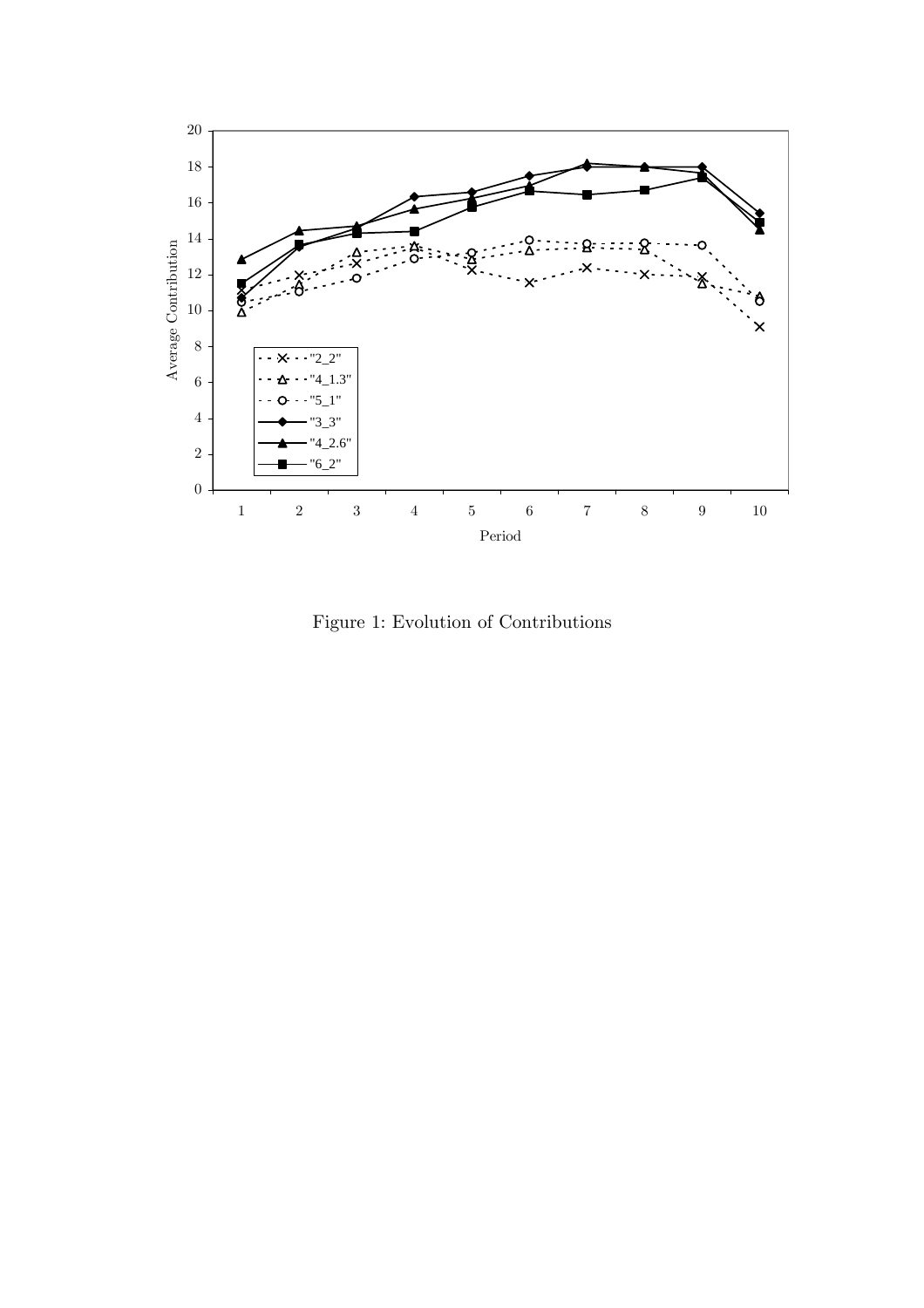Figure 1: Evolution of Contributions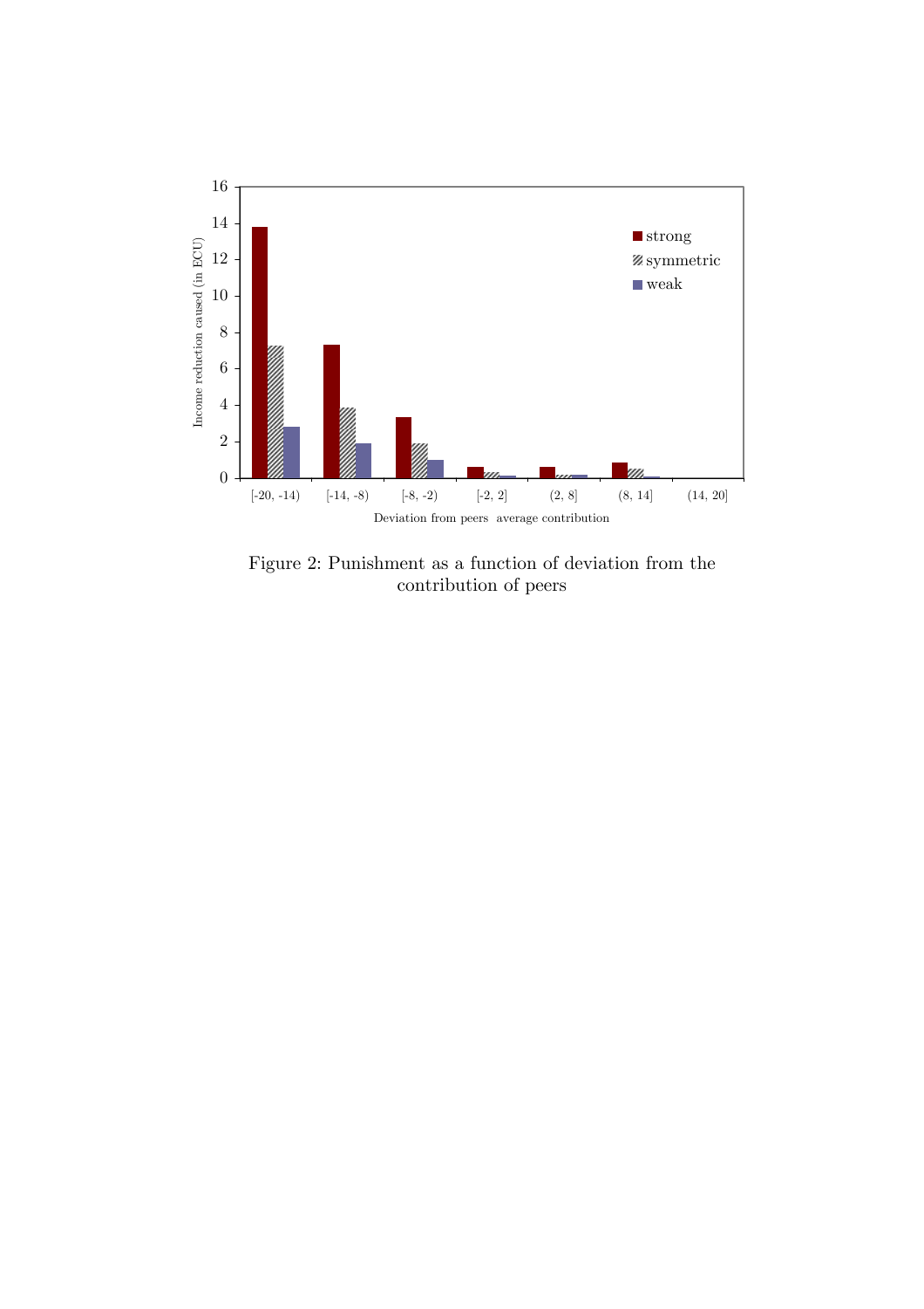Figure 2: Punishment as a function of deviation from the contribution of peers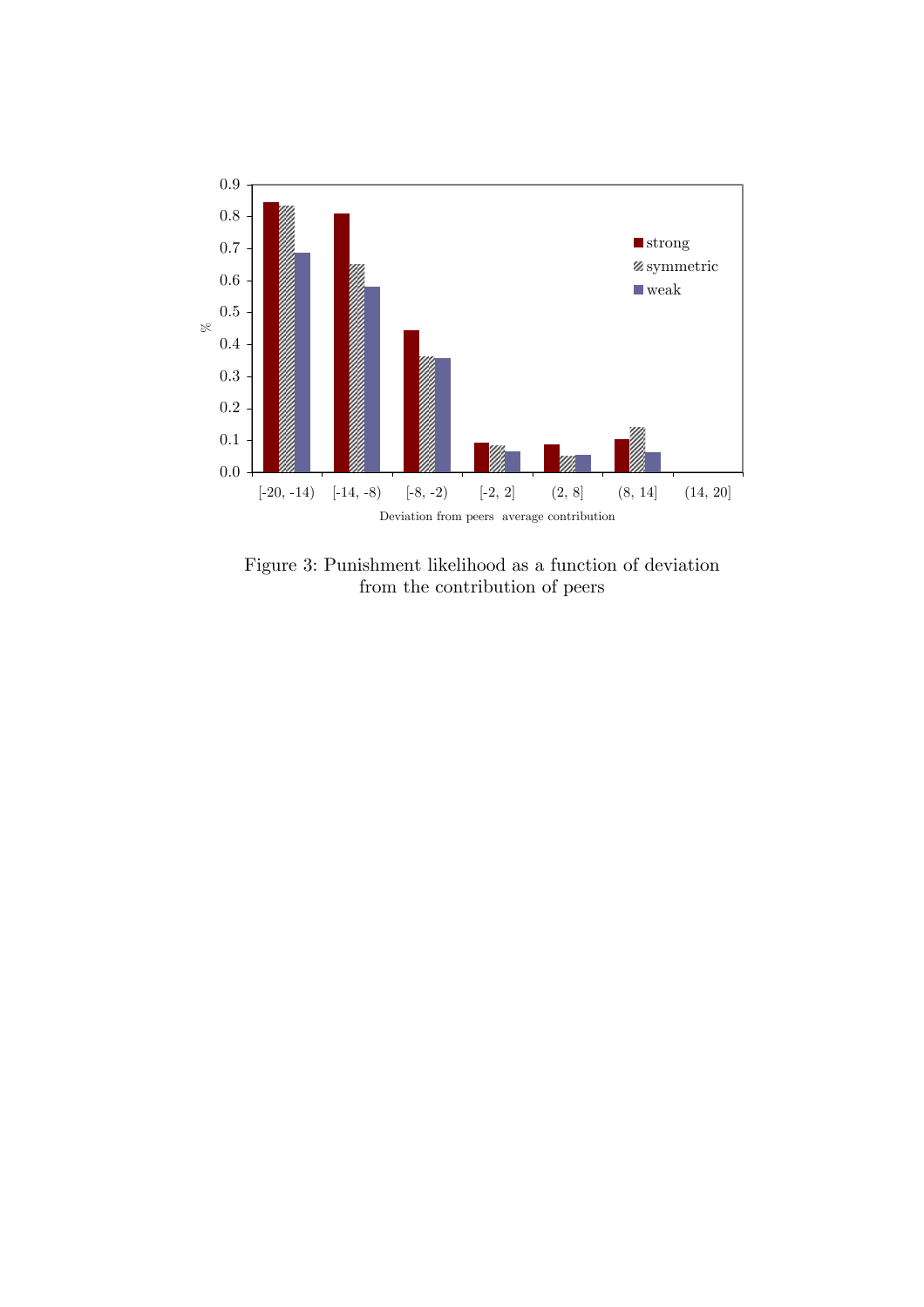Figure 3: Punishment likelihood as a function of deviation from the contribution of peers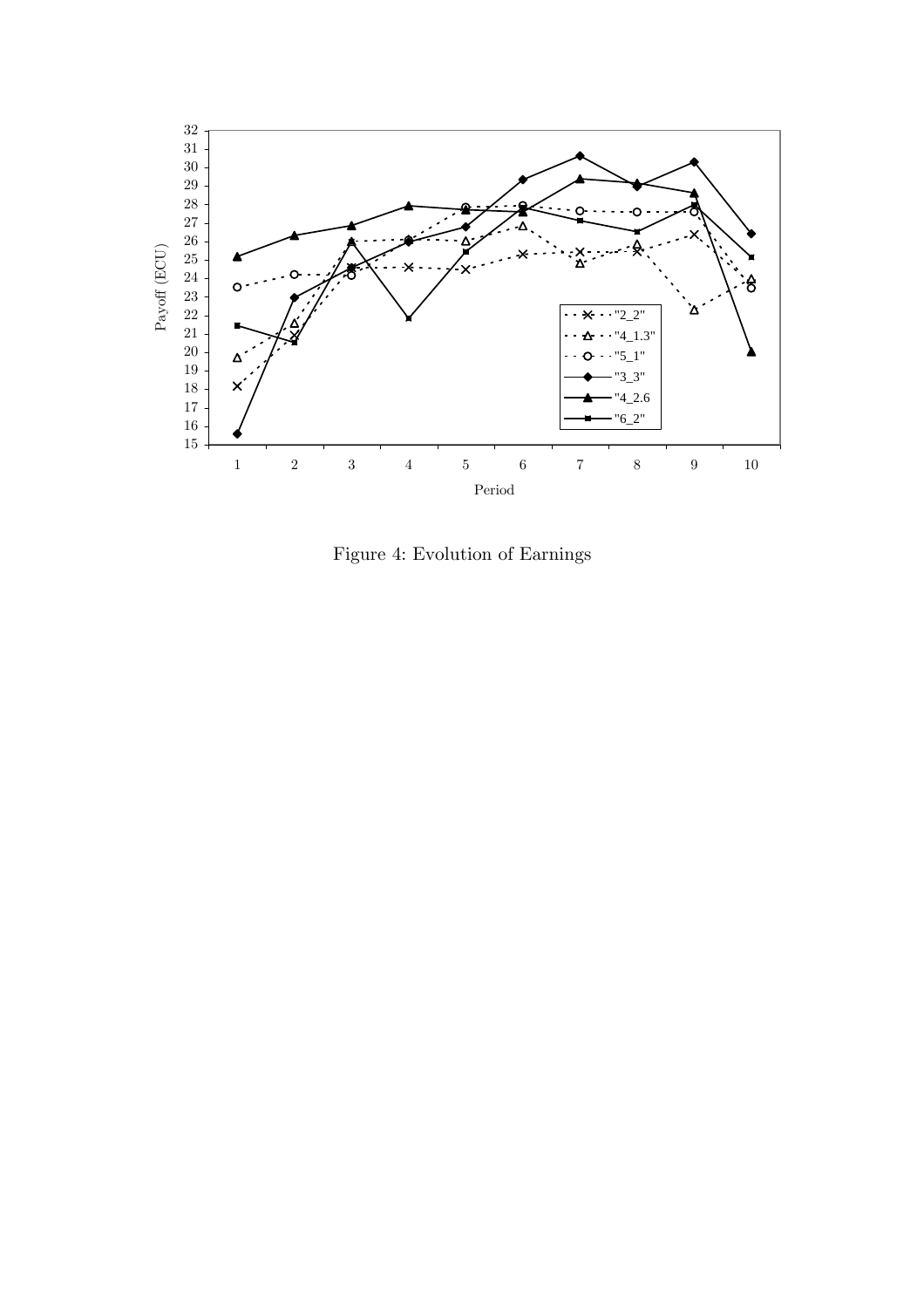Payoff (ECU)

32
31
30
29
28
27
26
25
24
23
22
21
20
19
18
17
16
15

1 2 3 4 5 6 7 8 9 10

Period

"2_2"
"4_1.3"
"5_1"
"3_3"
"4_2.6
"6_2"

Figure 4: Evolution of Earnings